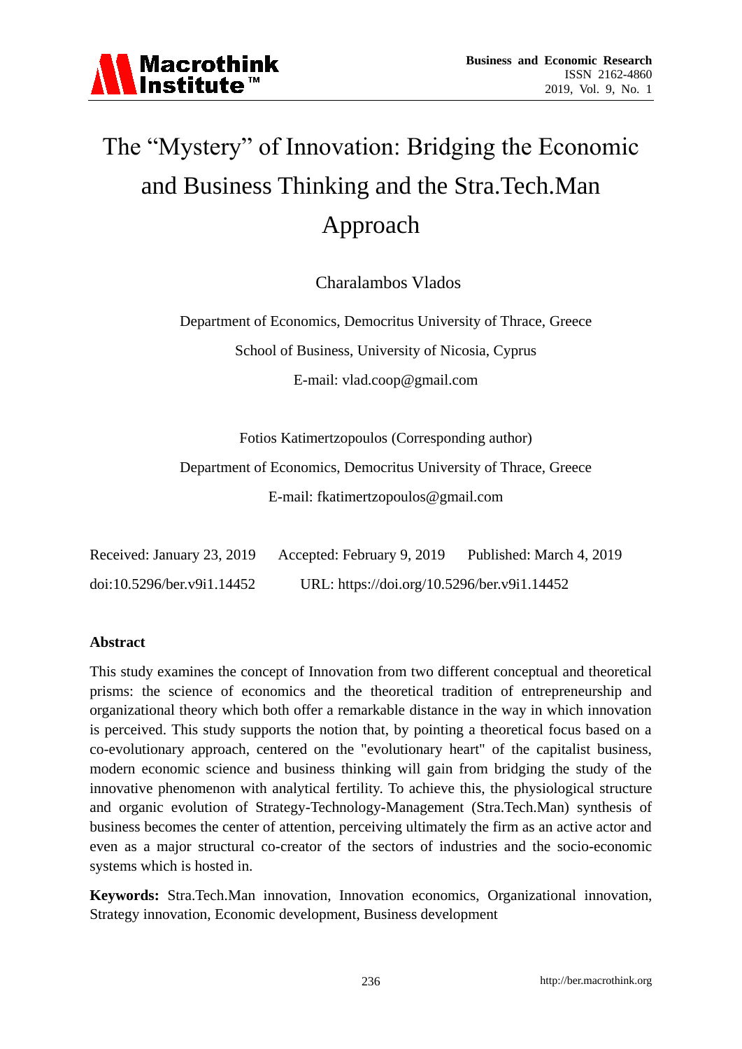# The "Mystery" of Innovation: Bridging the Economic and Business Thinking and the Stra.Tech.Man Approach

Charalambos Vlados

Department of Economics, Democritus University of Thrace, Greece

School of Business, University of Nicosia, Cyprus

E-mail: vlad.coop@gmail.com

Fotios Katimertzopoulos (Corresponding author)

Department of Economics, Democritus University of Thrace, Greece

E-mail: fkatimertzopoulos@gmail.com

Received: January 23, 2019 Accepted: February 9, 2019 Published: March 4, 2019

doi:10.5296/ber.v9i1.14452 URL: https://doi.org/10.5296/ber.v9i1.14452

## Abstract

This study examines the concept of Innovation from two different conceptual and theoretical prisms: the science of economics and the theoretical tradition of entrepreneurship and organizational theory which both offer a remarkable distance in the way in which innovation is perceived. This study supports the notion that, by pointing a theoretical focus based on a co-evolutionary approach, centered on the "evolutionary heart" of the capitalist business, modern economic science and business thinking will gain from bridging the study of the innovative phenomenon with analytical fertility. To achieve this, the physiological structure and organic evolution of Strategy-Technology-Management (Stra.Tech.Man) synthesis of business becomes the center of attention, perceiving ultimately the firm as an active actor and even as a major structural co-creator of the sectors of industries and the socio-economic systems which is hosted in.

**Keywords:** Stra.Tech.Man innovation, Innovation economics, Organizational innovation, Strategy innovation, Economic development, Business development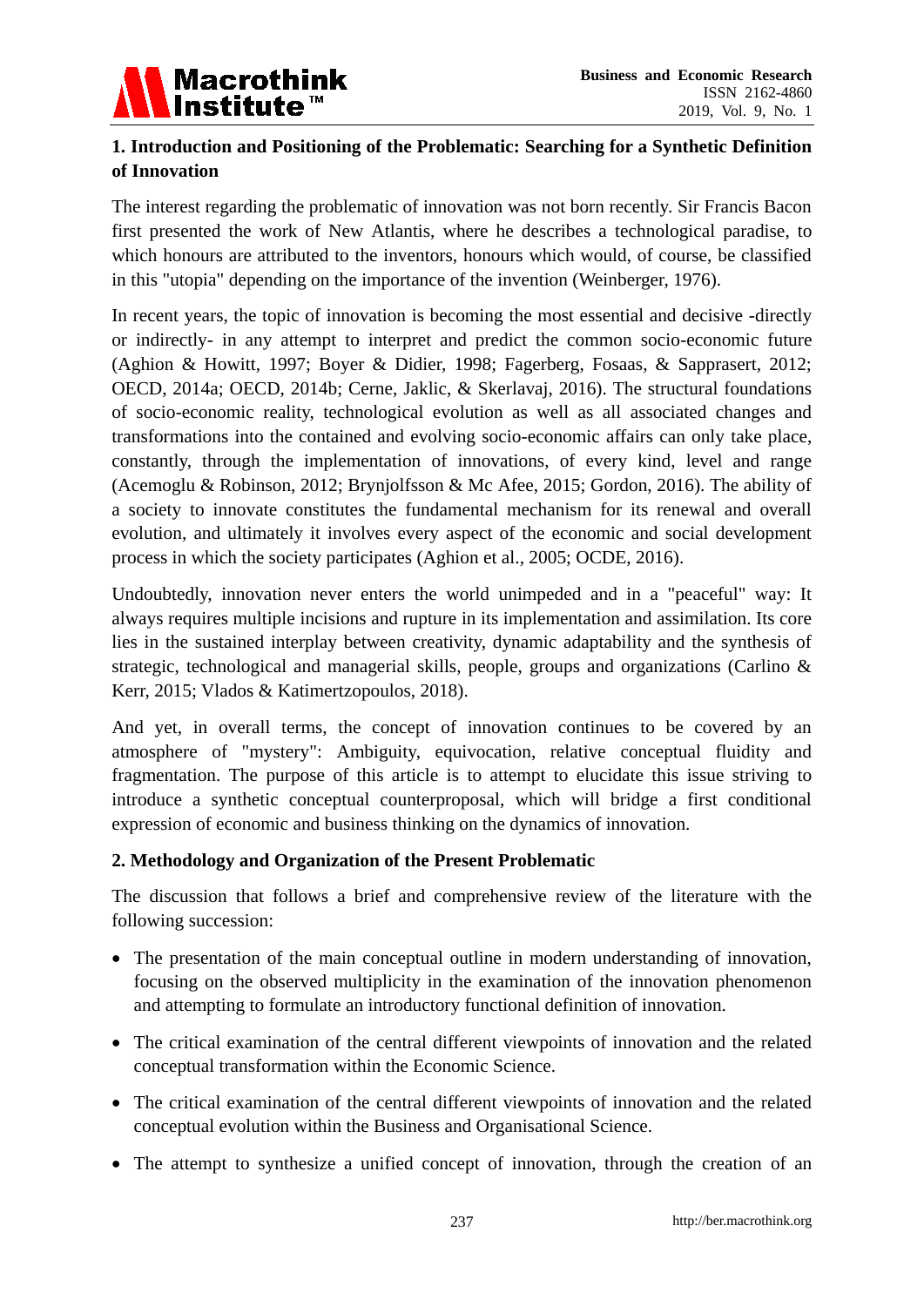## 1. Introduction and Positioning of the Problematic: Searching for a Synthetic Definition of Innovation

The interest regarding the problematic of innovation was not born recently. Sir Francis Bacon first presented the work of New Atlantis, where he describes a technological paradise, to which honours are attributed to the inventors, honours which would, of course, be classified in this "utopia" depending on the importance of the invention (Weinberger, 1976).

In recent years, the topic of innovation is becoming the most essential and decisive -directly or indirectly- in any attempt to interpret and predict the common socio-economic future (Aghion & Howitt, 1997; Boyer & Didier, 1998; Fagerberg, Fosaas, & Sapprasert, 2012; OECD, 2014a; OECD, 2014b; Cerne, Jaklic, & Skerlavaj, 2016). The structural foundations of socio-economic reality, technological evolution as well as all associated changes and transformations into the contained and evolving socio-economic affairs can only take place, constantly, through the implementation of innovations, of every kind, level and range (Acemoglu & Robinson, 2012; Brynjolfsson & Mc Afee, 2015; Gordon, 2016). The ability of a society to innovate constitutes the fundamental mechanism for its renewal and overall evolution, and ultimately it involves every aspect of the economic and social development process in which the society participates (Aghion et al., 2005; OCDE, 2016).

Undoubtedly, innovation never enters the world unimpeded and in a "peaceful" way: It always requires multiple incisions and rupture in its implementation and assimilation. Its core lies in the sustained interplay between creativity, dynamic adaptability and the synthesis of strategic, technological and managerial skills, people, groups and organizations (Carlino & Kerr, 2015; Vlados & Katimertzopoulos, 2018).

And yet, in overall terms, the concept of innovation continues to be covered by an atmosphere of "mystery": Ambiguity, equivocation, relative conceptual fluidity and fragmentation. The purpose of this article is to attempt to elucidate this issue striving to introduce a synthetic conceptual counterproposal, which will bridge a first conditional expression of economic and business thinking on the dynamics of innovation.

## 2. Methodology and Organization of the Present Problematic

The discussion that follows a brief and comprehensive review of the literature with the following succession:

- The presentation of the main conceptual outline in modern understanding of innovation, focusing on the observed multiplicity in the examination of the innovation phenomenon and attempting to formulate an introductory functional definition of innovation.
- The critical examination of the central different viewpoints of innovation and the related conceptual transformation within the Economic Science.
- The critical examination of the central different viewpoints of innovation and the related conceptual evolution within the Business and Organisational Science.
- The attempt to synthesize a unified concept of innovation, through the creation of an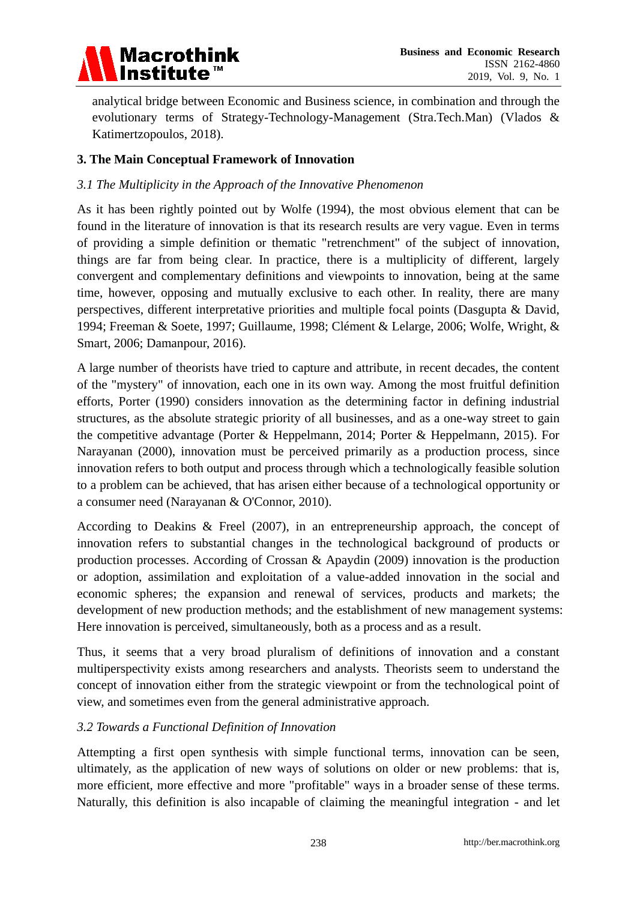analytical bridge between Economic and Business science, in combination and through the evolutionary terms of Strategy-Technology-Management (Stra.Tech.Man) (Vlados & Katimertzopoulos, 2018).

## 3. The Main Conceptual Framework of Innovation

### *3.1 The Multiplicity in the Approach of the Innovative Phenomenon*

As it has been rightly pointed out by Wolfe (1994), the most obvious element that can be found in the literature of innovation is that its research results are very vague. Even in terms of providing a simple definition or thematic "retrenchment" of the subject of innovation, things are far from being clear. In practice, there is a multiplicity of different, largely convergent and complementary definitions and viewpoints to innovation, being at the same time, however, opposing and mutually exclusive to each other. In reality, there are many perspectives, different interpretative priorities and multiple focal points (Dasgupta & David, 1994; Freeman & Soete, 1997; Guillaume, 1998; Clément & Lelarge, 2006; Wolfe, Wright, & Smart, 2006; Damanpour, 2016).

A large number of theorists have tried to capture and attribute, in recent decades, the content of the "mystery" of innovation, each one in its own way. Among the most fruitful definition efforts, Porter (1990) considers innovation as the determining factor in defining industrial structures, as the absolute strategic priority of all businesses, and as a one-way street to gain the competitive advantage (Porter & Heppelmann, 2014; Porter & Heppelmann, 2015). For Narayanan (2000), innovation must be perceived primarily as a production process, since innovation refers to both output and process through which a technologically feasible solution to a problem can be achieved, that has arisen either because of a technological opportunity or a consumer need (Narayanan & O'Connor, 2010).

According to Deakins & Freel (2007), in an entrepreneurship approach, the concept of innovation refers to substantial changes in the technological background of products or production processes. According of Crossan & Apaydin (2009) innovation is the production or adoption, assimilation and exploitation of a value-added innovation in the social and economic spheres; the expansion and renewal of services, products and markets; the development of new production methods; and the establishment of new management systems: Here innovation is perceived, simultaneously, both as a process and as a result.

Thus, it seems that a very broad pluralism of definitions of innovation and a constant multiperspectivity exists among researchers and analysts. Theorists seem to understand the concept of innovation either from the strategic viewpoint or from the technological point of view, and sometimes even from the general administrative approach.

### *3.2 Towards a Functional Definition of Innovation*

Attempting a first open synthesis with simple functional terms, innovation can be seen, ultimately, as the application of new ways of solutions on older or new problems: that is, more efficient, more effective and more "profitable" ways in a broader sense of these terms. Naturally, this definition is also incapable of claiming the meaningful integration - and let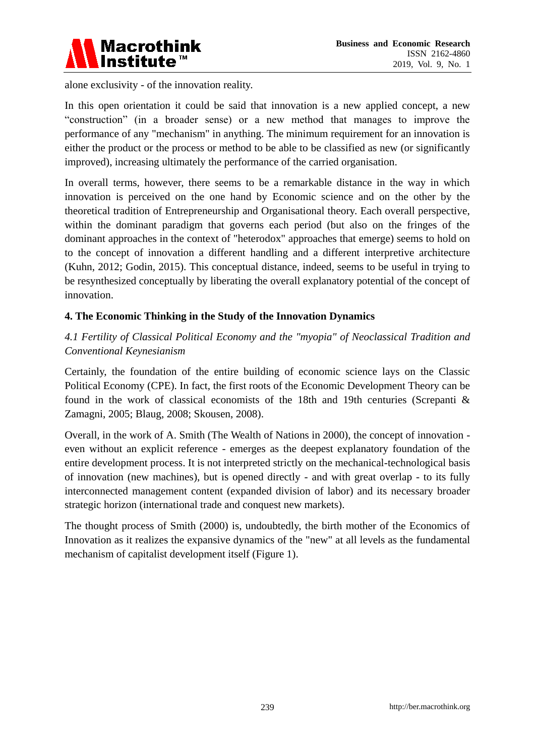alone exclusivity - of the innovation reality.

In this open orientation it could be said that innovation is a new applied concept, a new “construction” (in a broader sense) or a new method that manages to improve the performance of any "mechanism" in anything. The minimum requirement for an innovation is either the product or the process or method to be able to be classified as new (or significantly improved), increasing ultimately the performance of the carried organisation.

In overall terms, however, there seems to be a remarkable distance in the way in which innovation is perceived on the one hand by Economic science and on the other by the theoretical tradition of Entrepreneurship and Organisational theory. Each overall perspective, within the dominant paradigm that governs each period (but also on the fringes of the dominant approaches in the context of "heterodox" approaches that emerge) seems to hold on to the concept of innovation a different handling and a different interpretive architecture (Kuhn, 2012; Godin, 2015). This conceptual distance, indeed, seems to be useful in trying to be resynthesized conceptually by liberating the overall explanatory potential of the concept of innovation.

## 4. The Economic Thinking in the Study of the Innovation Dynamics

### *4.1 Fertility of Classical Political Economy and the "myopia" of Neoclassical Tradition and Conventional Keynesianism*

Certainly, the foundation of the entire building of economic science lays on the Classic Political Economy (CPE). In fact, the first roots of the Economic Development Theory can be found in the work of classical economists of the 18th and 19th centuries (Screpanti & Zamagni, 2005; Blaug, 2008; Skousen, 2008).

Overall, in the work of A. Smith (The Wealth of Nations in 2000), the concept of innovation - even without an explicit reference - emerges as the deepest explanatory foundation of the entire development process. It is not interpreted strictly on the mechanical-technological basis of innovation (new machines), but is opened directly - and with great overlap - to its fully interconnected management content (expanded division of labor) and its necessary broader strategic horizon (international trade and conquest new markets).

The thought process of Smith (2000) is, undoubtedly, the birth mother of the Economics of Innovation as it realizes the expansive dynamics of the "new" at all levels as the fundamental mechanism of capitalist development itself (Figure 1).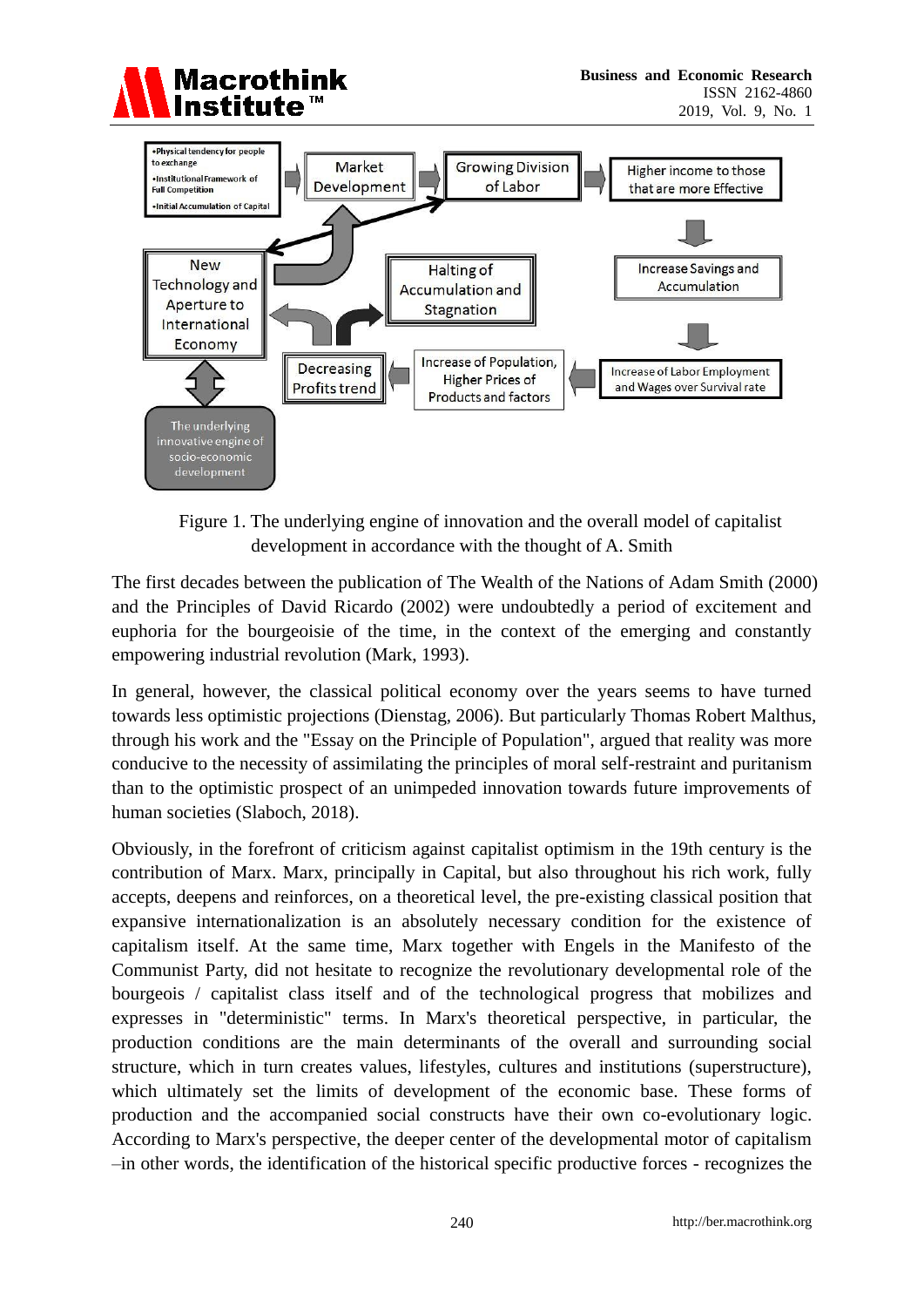Figure 1. The underlying engine of innovation and the overall model of capitalist development in accordance with the thought of A. Smith

The first decades between the publication of The Wealth of the Nations of Adam Smith (2000) and the Principles of David Ricardo (2002) were undoubtedly a period of excitement and euphoria for the bourgeoisie of the time, in the context of the emerging and constantly empowering industrial revolution (Mark, 1993).

In general, however, the classical political economy over the years seems to have turned towards less optimistic projections (Dienstag, 2006). But particularly Thomas Robert Malthus, through his work and the "Essay on the Principle of Population", argued that reality was more conducive to the necessity of assimilating the principles of moral self-restraint and puritanism than to the optimistic prospect of an unimpeded innovation towards future improvements of human societies (Slaboch, 2018).

Obviously, in the forefront of criticism against capitalist optimism in the 19th century is the contribution of Marx. Marx, principally in Capital, but also throughout his rich work, fully accepts, deepens and reinforces, on a theoretical level, the pre-existing classical position that expansive internationalization is an absolutely necessary condition for the existence of capitalism itself. At the same time, Marx together with Engels in the Manifesto of the Communist Party, did not hesitate to recognize the revolutionary developmental role of the bourgeois / capitalist class itself and of the technological progress that mobilizes and expresses in "deterministic" terms. In Marx's theoretical perspective, in particular, the production conditions are the main determinants of the overall and surrounding social structure, which in turn creates values, lifestyles, cultures and institutions (superstructure), which ultimately set the limits of development of the economic base. These forms of production and the accompanied social constructs have their own co-evolutionary logic. According to Marx's perspective, the deeper center of the developmental motor of capitalism –in other words, the identification of the historical specific productive forces - recognizes the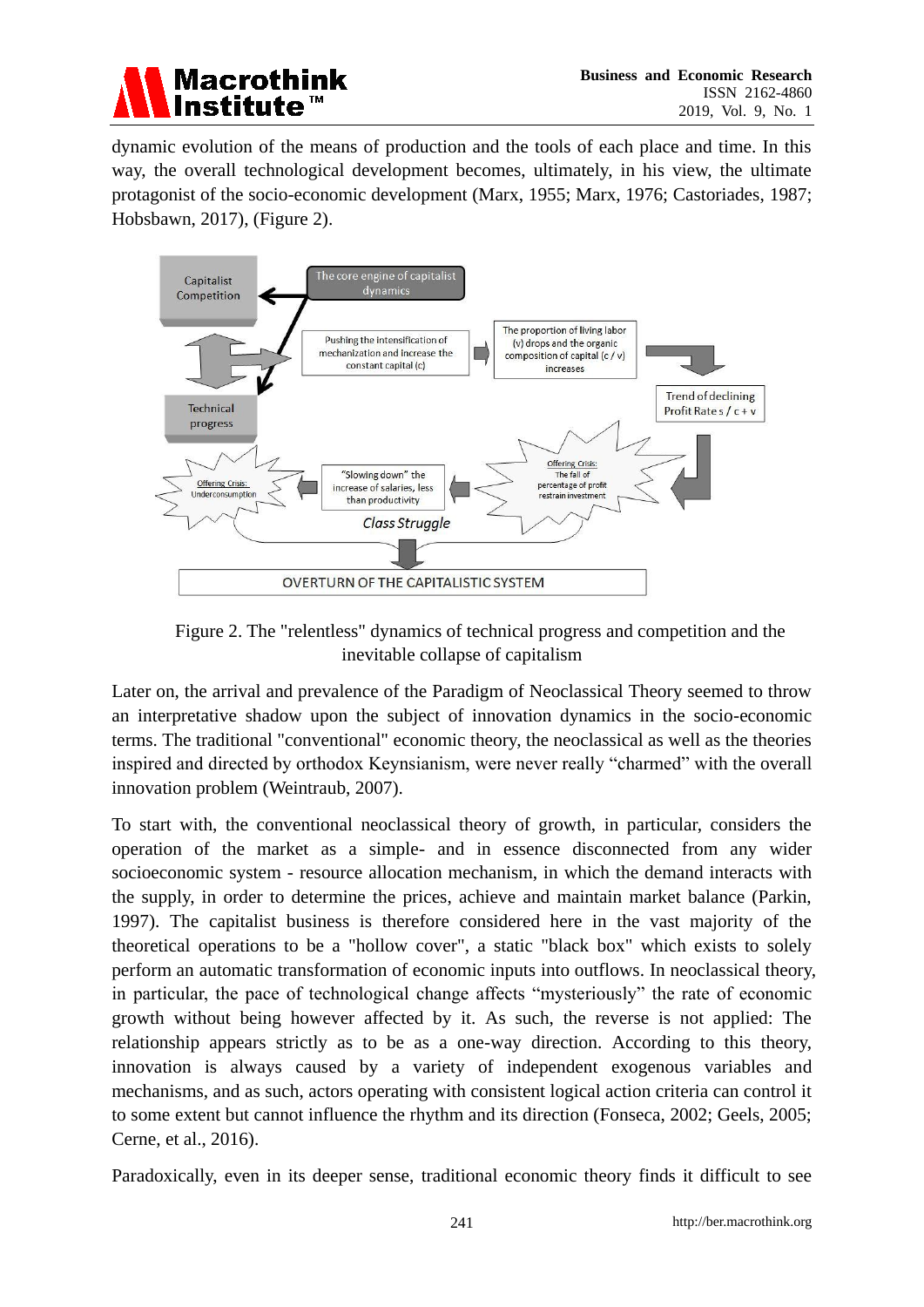dynamic evolution of the means of production and the tools of each place and time. In this way, the overall technological development becomes, ultimately, in his view, the ultimate protagonist of the socio-economic development (Marx, 1955; Marx, 1976; Castoriades, 1987; Hobsbawn, 2017), (Figure 2).

Figure 2. The "relentless" dynamics of technical progress and competition and the inevitable collapse of capitalism

Later on, the arrival and prevalence of the Paradigm of Neoclassical Theory seemed to throw an interpretative shadow upon the subject of innovation dynamics in the socio-economic terms. The traditional "conventional" economic theory, the neoclassical as well as the theories inspired and directed by orthodox Keynsianism, were never really "charmed" with the overall innovation problem (Weintraub, 2007).

To start with, the conventional neoclassical theory of growth, in particular, considers the operation of the market as a simple- and in essence disconnected from any wider socioeconomic system - resource allocation mechanism, in which the demand interacts with the supply, in order to determine the prices, achieve and maintain market balance (Parkin, 1997). The capitalist business is therefore considered here in the vast majority of the theoretical operations to be a "hollow cover", a static "black box" which exists to solely perform an automatic transformation of economic inputs into outflows. In neoclassical theory, in particular, the pace of technological change affects "mysteriously" the rate of economic growth without being however affected by it. As such, the reverse is not applied: The relationship appears strictly as to be as a one-way direction. According to this theory, innovation is always caused by a variety of independent exogenous variables and mechanisms, and as such, actors operating with consistent logical action criteria can control it to some extent but cannot influence the rhythm and its direction (Fonseca, 2002; Geels, 2005; Cerne, et al., 2016).

Paradoxically, even in its deeper sense, traditional economic theory finds it difficult to see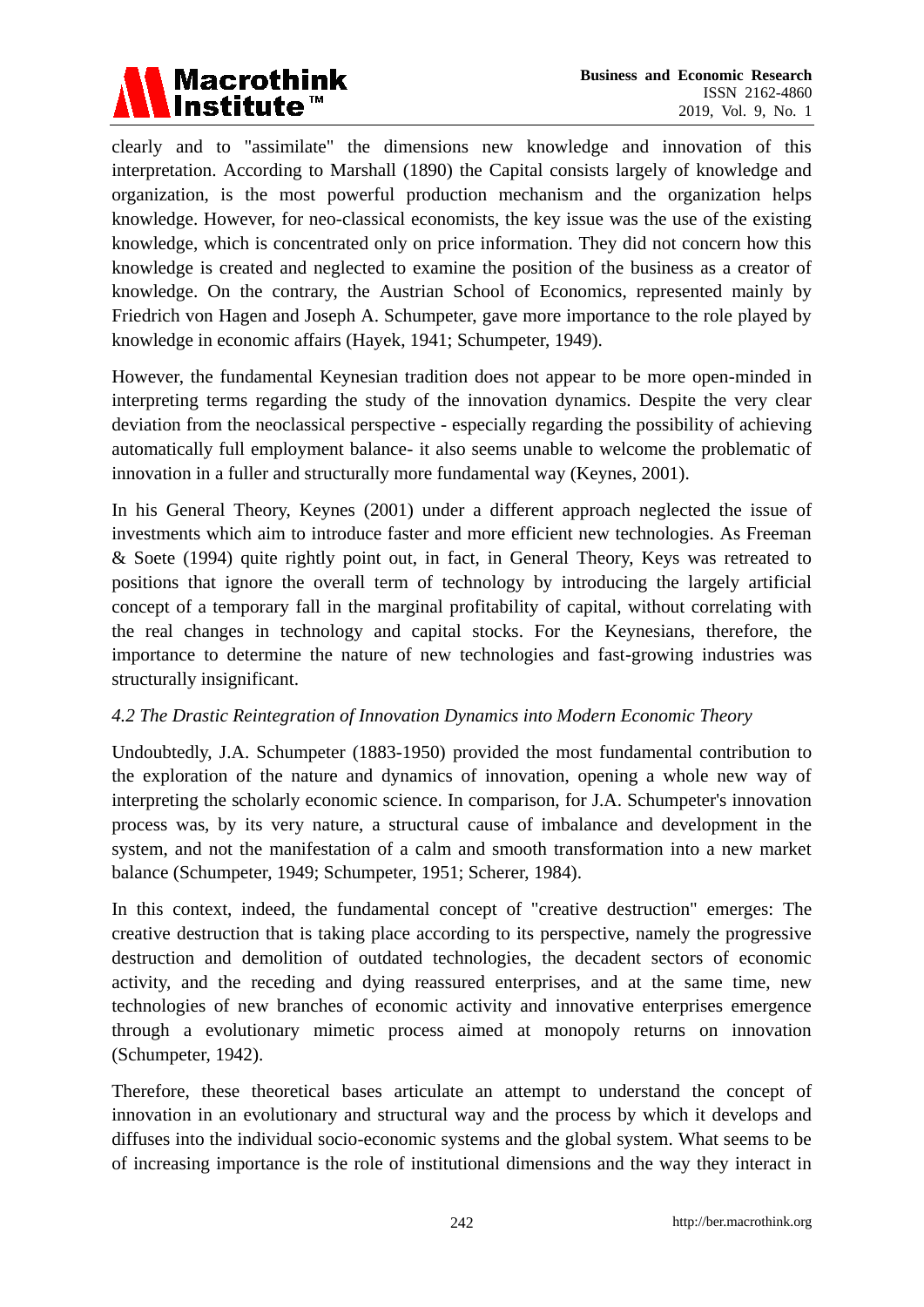clearly and to "assimilate" the dimensions new knowledge and innovation of this interpretation. According to Marshall (1890) the Capital consists largely of knowledge and organization, is the most powerful production mechanism and the organization helps knowledge. However, for neo-classical economists, the key issue was the use of the existing knowledge, which is concentrated only on price information. They did not concern how this knowledge is created and neglected to examine the position of the business as a creator of knowledge. On the contrary, the Austrian School of Economics, represented mainly by Friedrich von Hagen and Joseph A. Schumpeter, gave more importance to the role played by knowledge in economic affairs (Hayek, 1941; Schumpeter, 1949).

However, the fundamental Keynesian tradition does not appear to be more open-minded in interpreting terms regarding the study of the innovation dynamics. Despite the very clear deviation from the neoclassical perspective - especially regarding the possibility of achieving automatically full employment balance- it also seems unable to welcome the problematic of innovation in a fuller and structurally more fundamental way (Keynes, 2001).

In his General Theory, Keynes (2001) under a different approach neglected the issue of investments which aim to introduce faster and more efficient new technologies. As Freeman & Soete (1994) quite rightly point out, in fact, in General Theory, Keys was retreated to positions that ignore the overall term of technology by introducing the largely artificial concept of a temporary fall in the marginal profitability of capital, without correlating with the real changes in technology and capital stocks. For the Keynesians, therefore, the importance to determine the nature of new technologies and fast-growing industries was structurally insignificant.

### *4.2 The Drastic Reintegration of Innovation Dynamics into Modern Economic Theory*

Undoubtedly, J.A. Schumpeter (1883-1950) provided the most fundamental contribution to the exploration of the nature and dynamics of innovation, opening a whole new way of interpreting the scholarly economic science. In comparison, for J.A. Schumpeter's innovation process was, by its very nature, a structural cause of imbalance and development in the system, and not the manifestation of a calm and smooth transformation into a new market balance (Schumpeter, 1949; Schumpeter, 1951; Scherer, 1984).

In this context, indeed, the fundamental concept of "creative destruction" emerges: The creative destruction that is taking place according to its perspective, namely the progressive destruction and demolition of outdated technologies, the decadent sectors of economic activity, and the receding and dying reassured enterprises, and at the same time, new technologies of new branches of economic activity and innovative enterprises emergence through a evolutionary mimetic process aimed at monopoly returns on innovation (Schumpeter, 1942).

Therefore, these theoretical bases articulate an attempt to understand the concept of innovation in an evolutionary and structural way and the process by which it develops and diffuses into the individual socio-economic systems and the global system. What seems to be of increasing importance is the role of institutional dimensions and the way they interact in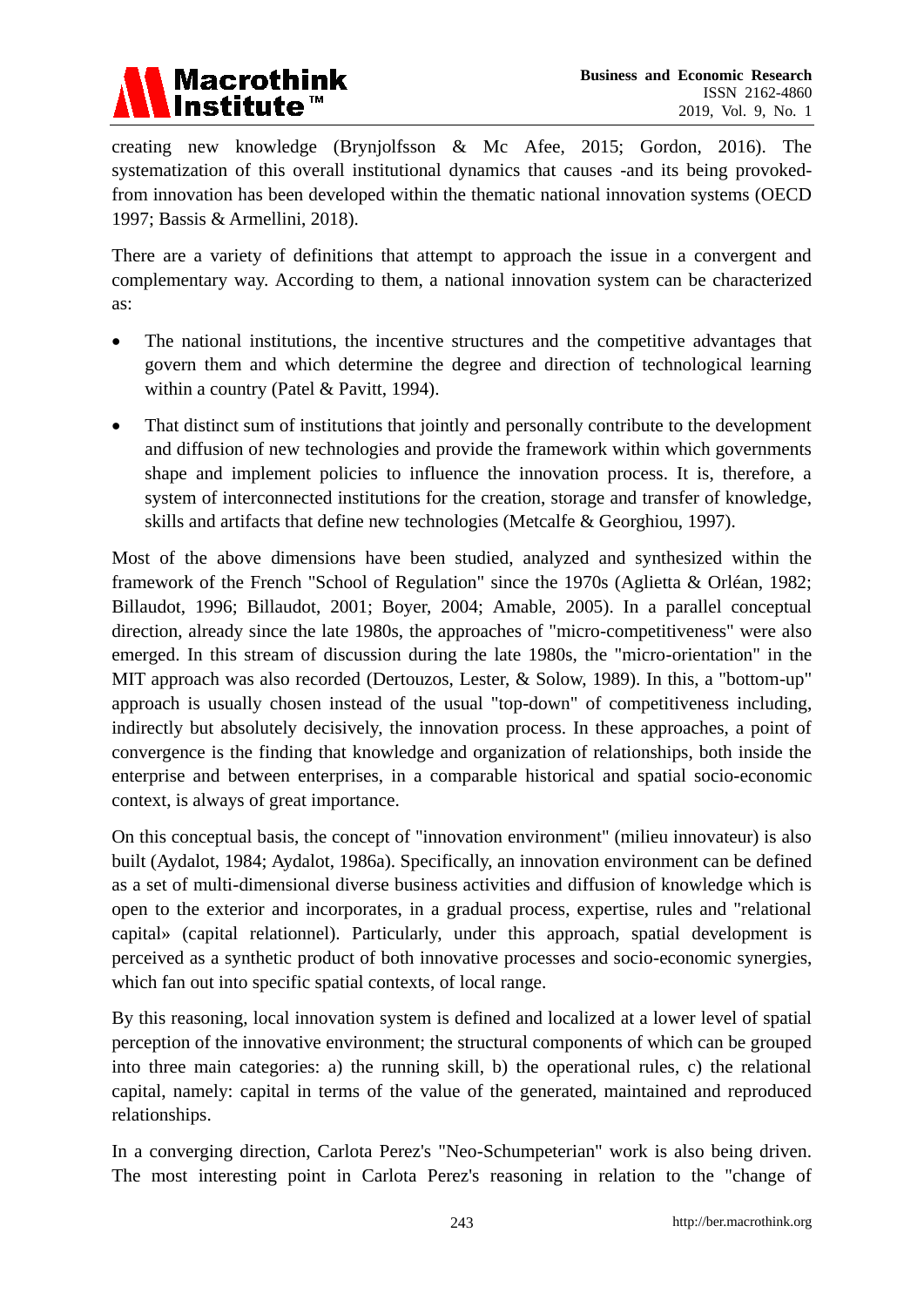creating new knowledge (Brynjolfsson & Mc Afee, 2015; Gordon, 2016). The systematization of this overall institutional dynamics that causes -and its being provoked- from innovation has been developed within the thematic national innovation systems (OECD 1997; Bassis & Armellini, 2018).

There are a variety of definitions that attempt to approach the issue in a convergent and complementary way. According to them, a national innovation system can be characterized as:

- The national institutions, the incentive structures and the competitive advantages that govern them and which determine the degree and direction of technological learning within a country (Patel & Pavitt, 1994).
- That distinct sum of institutions that jointly and personally contribute to the development and diffusion of new technologies and provide the framework within which governments shape and implement policies to influence the innovation process. It is, therefore, a system of interconnected institutions for the creation, storage and transfer of knowledge, skills and artifacts that define new technologies (Metcalfe & Georghiou, 1997).

Most of the above dimensions have been studied, analyzed and synthesized within the framework of the French "School of Regulation" since the 1970s (Aglietta & Orléan, 1982; Billaudot, 1996; Billaudot, 2001; Boyer, 2004; Amable, 2005). In a parallel conceptual direction, already since the late 1980s, the approaches of "micro-competitiveness" were also emerged. In this stream of discussion during the late 1980s, the "micro-orientation" in the MIT approach was also recorded (Dertouzos, Lester, & Solow, 1989). In this, a "bottom-up" approach is usually chosen instead of the usual "top-down" of competitiveness including, indirectly but absolutely decisively, the innovation process. In these approaches, a point of convergence is the finding that knowledge and organization of relationships, both inside the enterprise and between enterprises, in a comparable historical and spatial socio-economic context, is always of great importance.

On this conceptual basis, the concept of "innovation environment" (milieu innovateur) is also built (Aydalot, 1984; Aydalot, 1986a). Specifically, an innovation environment can be defined as a set of multi-dimensional diverse business activities and diffusion of knowledge which is open to the exterior and incorporates, in a gradual process, expertise, rules and "relational capital» (capital relationnel). Particularly, under this approach, spatial development is perceived as a synthetic product of both innovative processes and socio-economic synergies, which fan out into specific spatial contexts, of local range.

By this reasoning, local innovation system is defined and localized at a lower level of spatial perception of the innovative environment; the structural components of which can be grouped into three main categories: a) the running skill, b) the operational rules, c) the relational capital, namely: capital in terms of the value of the generated, maintained and reproduced relationships.

In a converging direction, Carlota Perez's "Neo-Schumpeterian" work is also being driven. The most interesting point in Carlota Perez's reasoning in relation to the "change of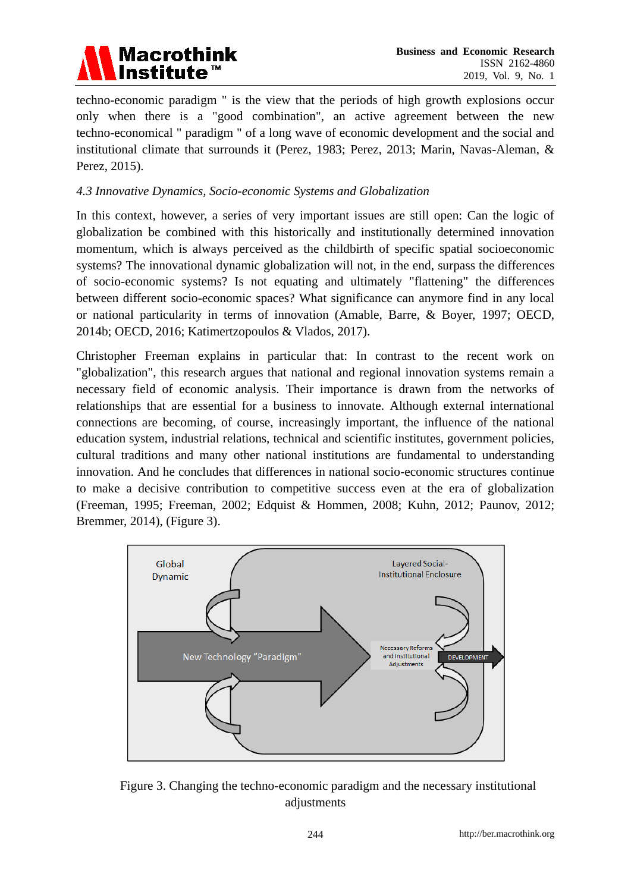techno-economic paradigm " is the view that the periods of high growth explosions occur only when there is a "good combination", an active agreement between the new techno-economical " paradigm " of a long wave of economic development and the social and institutional climate that surrounds it (Perez, 1983; Perez, 2013; Marin, Navas-Aleman, & Perez, 2015).

### *4.3 Innovative Dynamics, Socio-economic Systems and Globalization*

In this context, however, a series of very important issues are still open: Can the logic of globalization be combined with this historically and institutionally determined innovation momentum, which is always perceived as the childbirth of specific spatial socioeconomic systems? The innovational dynamic globalization will not, in the end, surpass the differences of socio-economic systems? Is not equating and ultimately "flattening" the differences between different socio-economic spaces? What significance can anymore find in any local or national particularity in terms of innovation (Amable, Barre, & Boyer, 1997; OECD, 2014b; OECD, 2016; Katimertzopoulos & Vlados, 2017).

Christopher Freeman explains in particular that: In contrast to the recent work on "globalization", this research argues that national and regional innovation systems remain a necessary field of economic analysis. Their importance is drawn from the networks of relationships that are essential for a business to innovate. Although external international connections are becoming, of course, increasingly important, the influence of the national education system, industrial relations, technical and scientific institutes, government policies, cultural traditions and many other national institutions are fundamental to understanding innovation. And he concludes that differences in national socio-economic structures continue to make a decisive contribution to competitive success even at the era of globalization (Freeman, 1995; Freeman, 2002; Edquist & Hommen, 2008; Kuhn, 2012; Paunov, 2012; Bremmer, 2014), (Figure 3).

Figure 3. Changing the techno-economic paradigm and the necessary institutional adjustments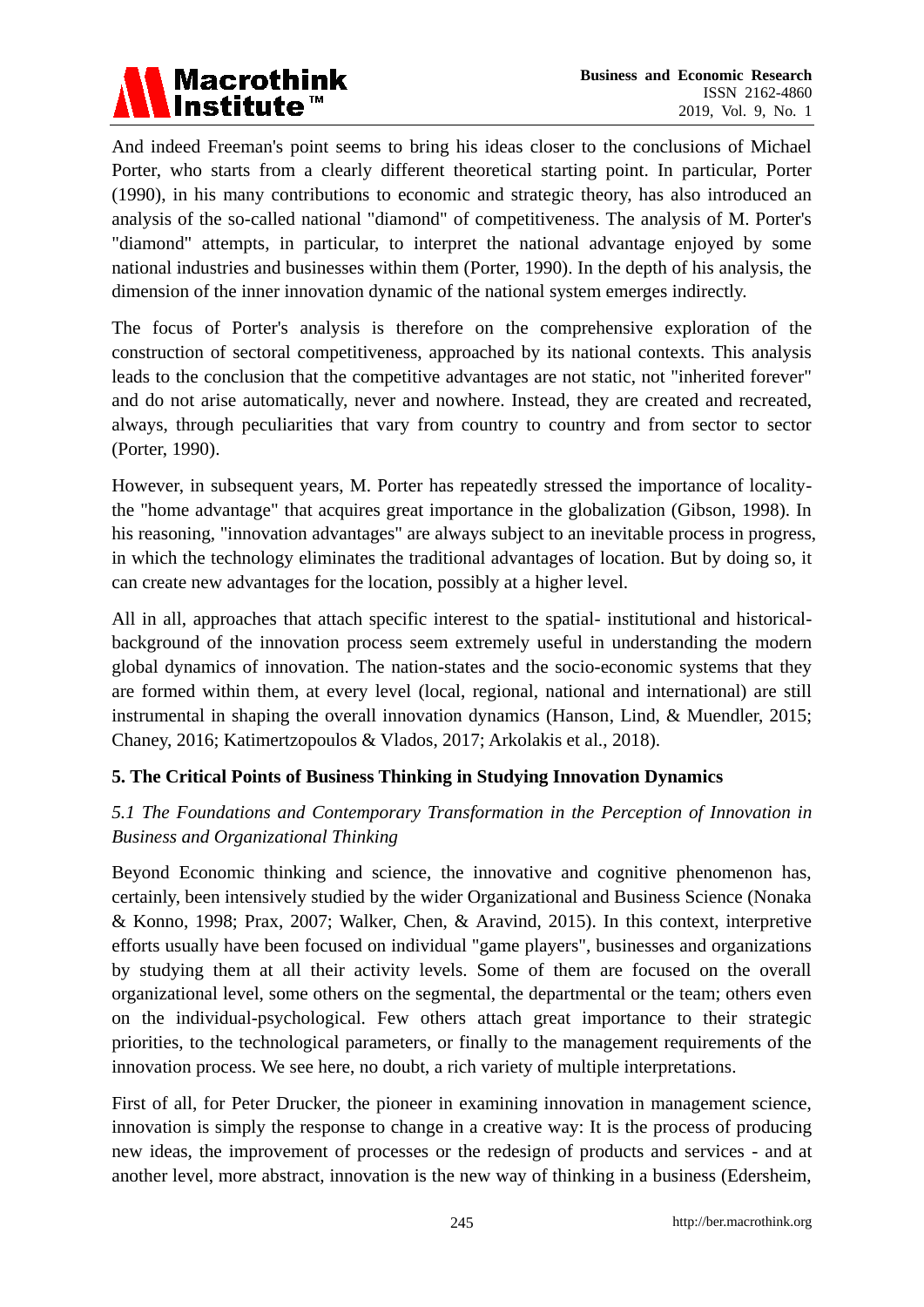And indeed Freeman's point seems to bring his ideas closer to the conclusions of Michael Porter, who starts from a clearly different theoretical starting point. In particular, Porter (1990), in his many contributions to economic and strategic theory, has also introduced an analysis of the so-called national "diamond" of competitiveness. The analysis of M. Porter's "diamond" attempts, in particular, to interpret the national advantage enjoyed by some national industries and businesses within them (Porter, 1990). In the depth of his analysis, the dimension of the inner innovation dynamic of the national system emerges indirectly.

The focus of Porter's analysis is therefore on the comprehensive exploration of the construction of sectoral competitiveness, approached by its national contexts. This analysis leads to the conclusion that the competitive advantages are not static, not "inherited forever" and do not arise automatically, never and nowhere. Instead, they are created and recreated, always, through peculiarities that vary from country to country and from sector to sector (Porter, 1990).

However, in subsequent years, M. Porter has repeatedly stressed the importance of locality- the "home advantage" that acquires great importance in the globalization (Gibson, 1998). In his reasoning, "innovation advantages" are always subject to an inevitable process in progress, in which the technology eliminates the traditional advantages of location. But by doing so, it can create new advantages for the location, possibly at a higher level.

All in all, approaches that attach specific interest to the spatial- institutional and historical-background of the innovation process seem extremely useful in understanding the modern global dynamics of innovation. The nation-states and the socio-economic systems that they are formed within them, at every level (local, regional, national and international) are still instrumental in shaping the overall innovation dynamics (Hanson, Lind, & Muendler, 2015; Chaney, 2016; Katimertzopoulos & Vlados, 2017; Arkolakis et al., 2018).

## 5. The Critical Points of Business Thinking in Studying Innovation Dynamics

### *5.1 The Foundations and Contemporary Transformation in the Perception of Innovation in Business and Organizational Thinking*

Beyond Economic thinking and science, the innovative and cognitive phenomenon has, certainly, been intensively studied by the wider Organizational and Business Science (Nonaka & Konno, 1998; Prax, 2007; Walker, Chen, & Aravind, 2015). In this context, interpretive efforts usually have been focused on individual "game players", businesses and organizations by studying them at all their activity levels. Some of them are focused on the overall organizational level, some others on the segmental, the departmental or the team; others even on the individual-psychological. Few others attach great importance to their strategic priorities, to the technological parameters, or finally to the management requirements of the innovation process. We see here, no doubt, a rich variety of multiple interpretations.

First of all, for Peter Drucker, the pioneer in examining innovation in management science, innovation is simply the response to change in a creative way: It is the process of producing new ideas, the improvement of processes or the redesign of products and services - and at another level, more abstract, innovation is the new way of thinking in a business (Edersheim,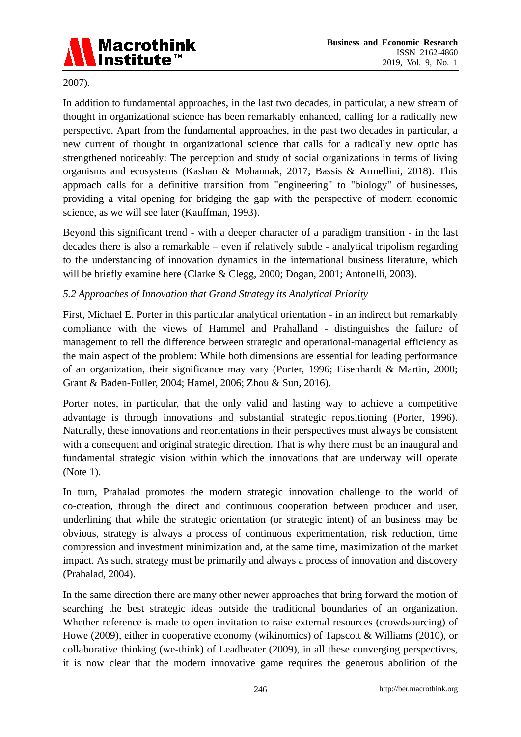2007).

In addition to fundamental approaches, in the last two decades, in particular, a new stream of thought in organizational science has been remarkably enhanced, calling for a radically new perspective. Apart from the fundamental approaches, in the past two decades in particular, a new current of thought in organizational science that calls for a radically new optic has strengthened noticeably: The perception and study of social organizations in terms of living organisms and ecosystems (Kashan & Mohannak, 2017; Bassis & Armellini, 2018). This approach calls for a definitive transition from "engineering" to "biology" of businesses, providing a vital opening for bridging the gap with the perspective of modern economic science, as we will see later (Kauffman, 1993).

Beyond this significant trend - with a deeper character of a paradigm transition - in the last decades there is also a remarkable – even if relatively subtle - analytical tripolism regarding to the understanding of innovation dynamics in the international business literature, which will be briefly examine here (Clarke & Clegg, 2000; Dogan, 2001; Antonelli, 2003).

### *5.2 Approaches of Innovation that Grand Strategy its Analytical Priority*

First, Michael E. Porter in this particular analytical orientation - in an indirect but remarkably compliance with the views of Hammel and Prahalland - distinguishes the failure of management to tell the difference between strategic and operational-managerial efficiency as the main aspect of the problem: While both dimensions are essential for leading performance of an organization, their significance may vary (Porter, 1996; Eisenhardt & Martin, 2000; Grant & Baden-Fuller, 2004; Hamel, 2006; Zhou & Sun, 2016).

Porter notes, in particular, that the only valid and lasting way to achieve a competitive advantage is through innovations and substantial strategic repositioning (Porter, 1996). Naturally, these innovations and reorientations in their perspectives must always be consistent with a consequent and original strategic direction. That is why there must be an inaugural and fundamental strategic vision within which the innovations that are underway will operate (Note 1).

In turn, Prahalad promotes the modern strategic innovation challenge to the world of co-creation, through the direct and continuous cooperation between producer and user, underlining that while the strategic orientation (or strategic intent) of an business may be obvious, strategy is always a process of continuous experimentation, risk reduction, time compression and investment minimization and, at the same time, maximization of the market impact. As such, strategy must be primarily and always a process of innovation and discovery (Prahalad, 2004).

In the same direction there are many other newer approaches that bring forward the motion of searching the best strategic ideas outside the traditional boundaries of an organization. Whether reference is made to open invitation to raise external resources (crowdsourcing) of Howe (2009), either in cooperative economy (wikinomics) of Tapscott & Williams (2010), or collaborative thinking (we-think) of Leadbeater (2009), in all these converging perspectives, it is now clear that the modern innovative game requires the generous abolition of the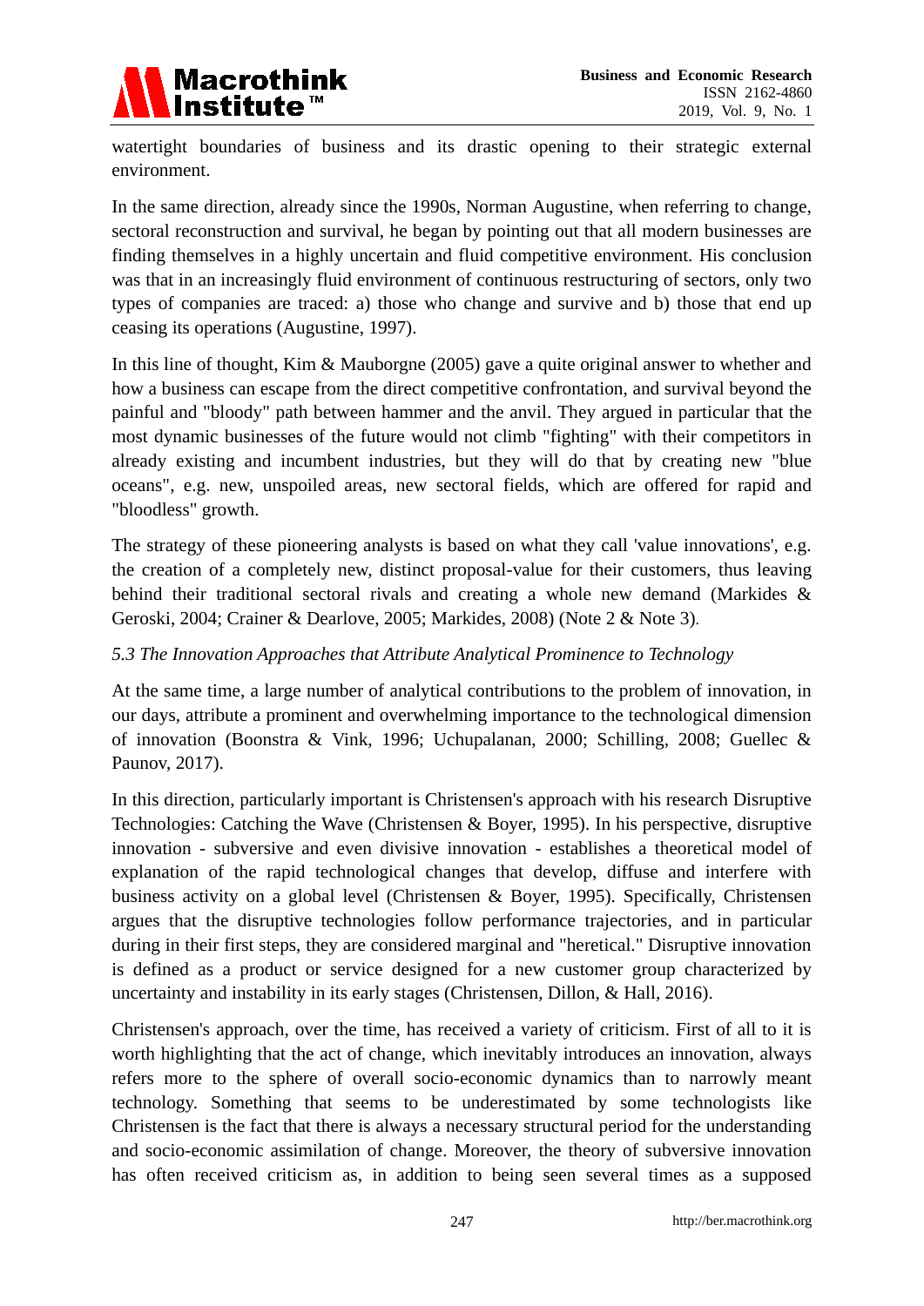watertight boundaries of business and its drastic opening to their strategic external environment.

In the same direction, already since the 1990s, Norman Augustine, when referring to change, sectoral reconstruction and survival, he began by pointing out that all modern businesses are finding themselves in a highly uncertain and fluid competitive environment. His conclusion was that in an increasingly fluid environment of continuous restructuring of sectors, only two types of companies are traced: a) those who change and survive and b) those that end up ceasing its operations (Augustine, 1997).

In this line of thought, Kim & Mauborgne (2005) gave a quite original answer to whether and how a business can escape from the direct competitive confrontation, and survival beyond the painful and "bloody" path between hammer and the anvil. They argued in particular that the most dynamic businesses of the future would not climb "fighting" with their competitors in already existing and incumbent industries, but they will do that by creating new "blue oceans", e.g. new, unspoiled areas, new sectoral fields, which are offered for rapid and "bloodless" growth.

The strategy of these pioneering analysts is based on what they call 'value innovations', e.g. the creation of a completely new, distinct proposal-value for their customers, thus leaving behind their traditional sectoral rivals and creating a whole new demand (Markides & Geroski, 2004; Crainer & Dearlove, 2005; Markides, 2008) (Note 2 & Note 3).

### *5.3 The Innovation Approaches that Attribute Analytical Prominence to Technology*

At the same time, a large number of analytical contributions to the problem of innovation, in our days, attribute a prominent and overwhelming importance to the technological dimension of innovation (Boonstra & Vink, 1996; Uchupalanan, 2000; Schilling, 2008; Guellec & Paunov, 2017).

In this direction, particularly important is Christensen's approach with his research Disruptive Technologies: Catching the Wave (Christensen & Boyer, 1995). In his perspective, disruptive innovation - subversive and even divisive innovation - establishes a theoretical model of explanation of the rapid technological changes that develop, diffuse and interfere with business activity on a global level (Christensen & Boyer, 1995). Specifically, Christensen argues that the disruptive technologies follow performance trajectories, and in particular during in their first steps, they are considered marginal and "heretical." Disruptive innovation is defined as a product or service designed for a new customer group characterized by uncertainty and instability in its early stages (Christensen, Dillon, & Hall, 2016).

Christensen's approach, over the time, has received a variety of criticism. First of all to it is worth highlighting that the act of change, which inevitably introduces an innovation, always refers more to the sphere of overall socio-economic dynamics than to narrowly meant technology. Something that seems to be underestimated by some technologists like Christensen is the fact that there is always a necessary structural period for the understanding and socio-economic assimilation of change. Moreover, the theory of subversive innovation has often received criticism as, in addition to being seen several times as a supposed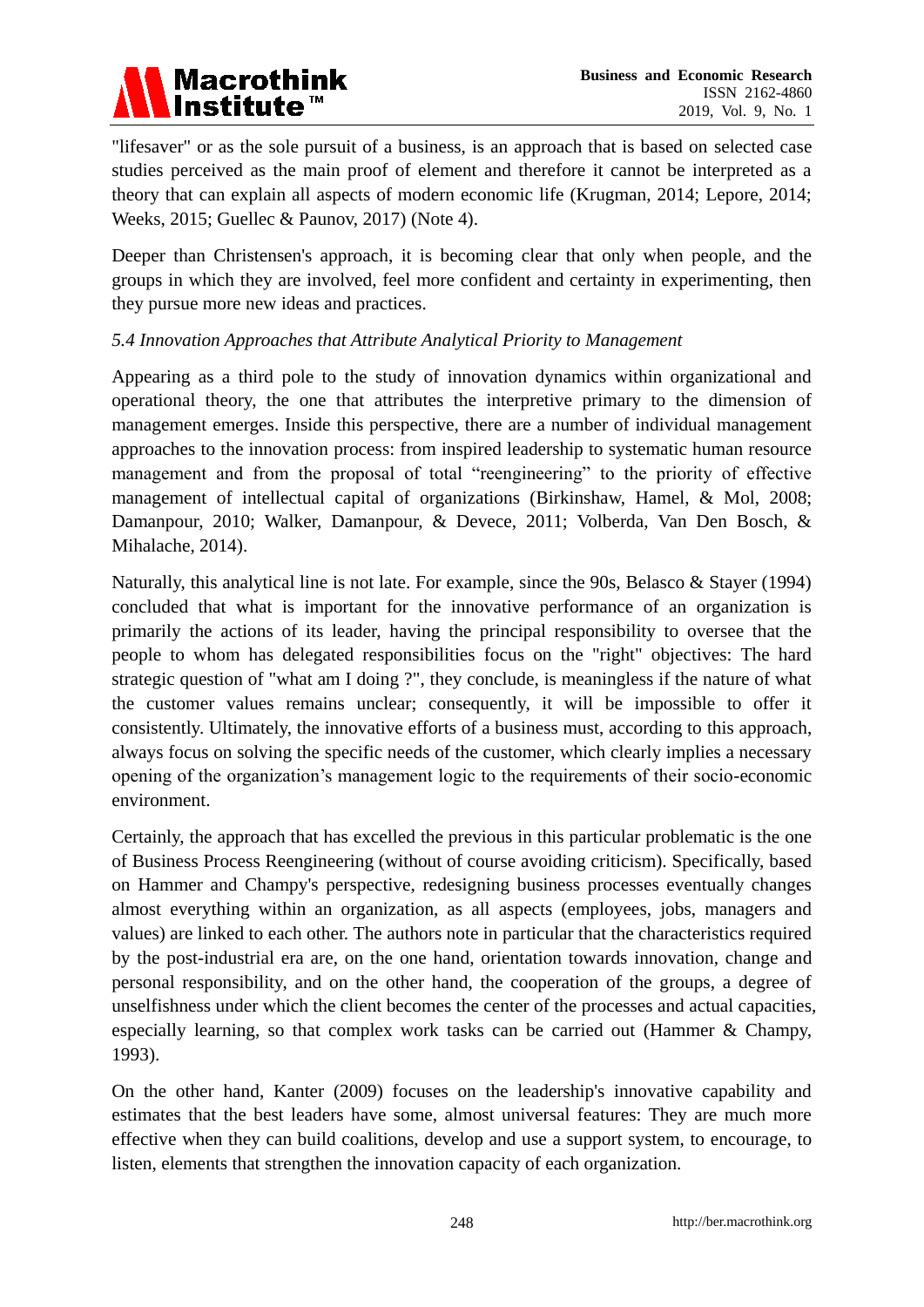"lifesaver" or as the sole pursuit of a business, is an approach that is based on selected case studies perceived as the main proof of element and therefore it cannot be interpreted as a theory that can explain all aspects of modern economic life (Krugman, 2014; Lepore, 2014; Weeks, 2015; Guellec & Paunov, 2017) (Note 4).

Deeper than Christensen's approach, it is becoming clear that only when people, and the groups in which they are involved, feel more confident and certainty in experimenting, then they pursue more new ideas and practices.

*5.4 Innovation Approaches that Attribute Analytical Priority to Management*

Appearing as a third pole to the study of innovation dynamics within organizational and operational theory, the one that attributes the interpretive primary to the dimension of management emerges. Inside this perspective, there are a number of individual management approaches to the innovation process: from inspired leadership to systematic human resource management and from the proposal of total "reengineering" to the priority of effective management of intellectual capital of organizations (Birkinshaw, Hamel, & Mol, 2008; Damanpour, 2010; Walker, Damanpour, & Devece, 2011; Volberda, Van Den Bosch, & Mihalache, 2014).

Naturally, this analytical line is not late. For example, since the 90s, Belasco & Stayer (1994) concluded that what is important for the innovative performance of an organization is primarily the actions of its leader, having the principal responsibility to oversee that the people to whom has delegated responsibilities focus on the "right" objectives: The hard strategic question of "what am I doing ?", they conclude, is meaningless if the nature of what the customer values remains unclear; consequently, it will be impossible to offer it consistently. Ultimately, the innovative efforts of a business must, according to this approach, always focus on solving the specific needs of the customer, which clearly implies a necessary opening of the organization's management logic to the requirements of their socio-economic environment.

Certainly, the approach that has excelled the previous in this particular problematic is the one of Business Process Reengineering (without of course avoiding criticism). Specifically, based on Hammer and Champy's perspective, redesigning business processes eventually changes almost everything within an organization, as all aspects (employees, jobs, managers and values) are linked to each other. The authors note in particular that the characteristics required by the post-industrial era are, on the one hand, orientation towards innovation, change and personal responsibility, and on the other hand, the cooperation of the groups, a degree of unselfishness under which the client becomes the center of the processes and actual capacities, especially learning, so that complex work tasks can be carried out (Hammer & Champy, 1993).

On the other hand, Kanter (2009) focuses on the leadership's innovative capability and estimates that the best leaders have some, almost universal features: They are much more effective when they can build coalitions, develop and use a support system, to encourage, to listen, elements that strengthen the innovation capacity of each organization.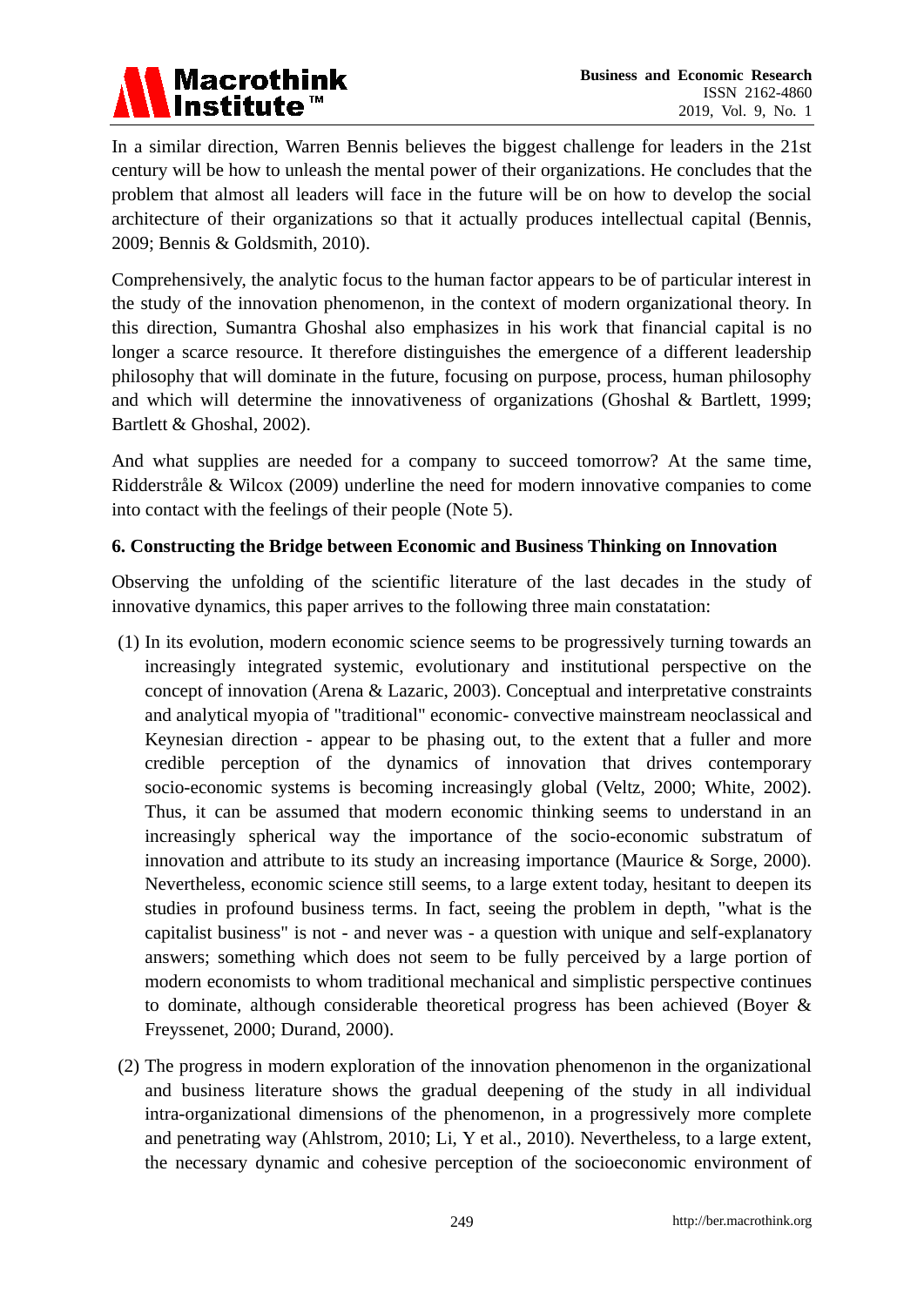In a similar direction, Warren Bennis believes the biggest challenge for leaders in the 21st century will be how to unleash the mental power of their organizations. He concludes that the problem that almost all leaders will face in the future will be on how to develop the social architecture of their organizations so that it actually produces intellectual capital (Bennis, 2009; Bennis & Goldsmith, 2010).

Comprehensively, the analytic focus to the human factor appears to be of particular interest in the study of the innovation phenomenon, in the context of modern organizational theory. In this direction, Sumantra Ghoshal also emphasizes in his work that financial capital is no longer a scarce resource. It therefore distinguishes the emergence of a different leadership philosophy that will dominate in the future, focusing on purpose, process, human philosophy and which will determine the innovativeness of organizations (Ghoshal & Bartlett, 1999; Bartlett & Ghoshal, 2002).

And what supplies are needed for a company to succeed tomorrow? At the same time, Ridderstråle & Wilcox (2009) underline the need for modern innovative companies to come into contact with the feelings of their people (Note 5).

## 6. Constructing the Bridge between Economic and Business Thinking on Innovation

Observing the unfolding of the scientific literature of the last decades in the study of innovative dynamics, this paper arrives to the following three main constatation:

(1) In its evolution, modern economic science seems to be progressively turning towards an increasingly integrated systemic, evolutionary and institutional perspective on the concept of innovation (Arena & Lazaric, 2003). Conceptual and interpretative constraints and analytical myopia of "traditional" economic- convective mainstream neoclassical and Keynesian direction - appear to be phasing out, to the extent that a fuller and more credible perception of the dynamics of innovation that drives contemporary socio-economic systems is becoming increasingly global (Veltz, 2000; White, 2002). Thus, it can be assumed that modern economic thinking seems to understand in an increasingly spherical way the importance of the socio-economic substratum of innovation and attribute to its study an increasing importance (Maurice & Sorge, 2000). Nevertheless, economic science still seems, to a large extent today, hesitant to deepen its studies in profound business terms. In fact, seeing the problem in depth, "what is the capitalist business" is not - and never was - a question with unique and self-explanatory answers; something which does not seem to be fully perceived by a large portion of modern economists to whom traditional mechanical and simplistic perspective continues to dominate, although considerable theoretical progress has been achieved (Boyer & Freyssenet, 2000; Durand, 2000).

(2) The progress in modern exploration of the innovation phenomenon in the organizational and business literature shows the gradual deepening of the study in all individual intra-organizational dimensions of the phenomenon, in a progressively more complete and penetrating way (Ahlstrom, 2010; Li, Y et al., 2010). Nevertheless, to a large extent, the necessary dynamic and cohesive perception of the socioeconomic environment of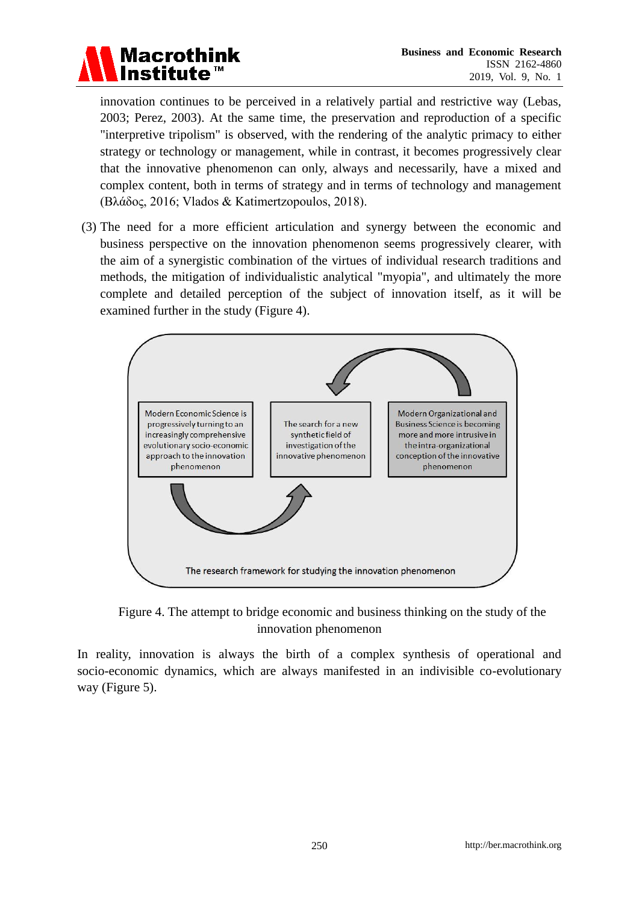innovation continues to be perceived in a relatively partial and restrictive way (Lebas, 2003; Perez, 2003). At the same time, the preservation and reproduction of a specific "interpretive tripolism" is observed, with the rendering of the analytic primacy to either strategy or technology or management, while in contrast, it becomes progressively clear that the innovative phenomenon can only, always and necessarily, have a mixed and complex content, both in terms of strategy and in terms of technology and management (Βλάδος, 2016; Vlados & Katimertzopoulos, 2018).

(3) The need for a more efficient articulation and synergy between the economic and business perspective on the innovation phenomenon seems progressively clearer, with the aim of a synergistic combination of the virtues of individual research traditions and methods, the mitigation of individualistic analytical "myopia", and ultimately the more complete and detailed perception of the subject of innovation itself, as it will be examined further in the study (Figure 4).

Modern Economic Science is progressively turning to an increasingly comprehensive evolutionary socio-economic approach to the innovation phenomenon

The search for a new synthetic field of investigation of the innovative phenomenon

Modern Organizational and Business Science is becoming more and more intrusive in the intra-organizational conception of the innovative phenomenon

The research framework for studying the innovation phenomenon

Figure 4. The attempt to bridge economic and business thinking on the study of the innovation phenomenon

In reality, innovation is always the birth of a complex synthesis of operational and socio-economic dynamics, which are always manifested in an indivisible co-evolutionary way (Figure 5).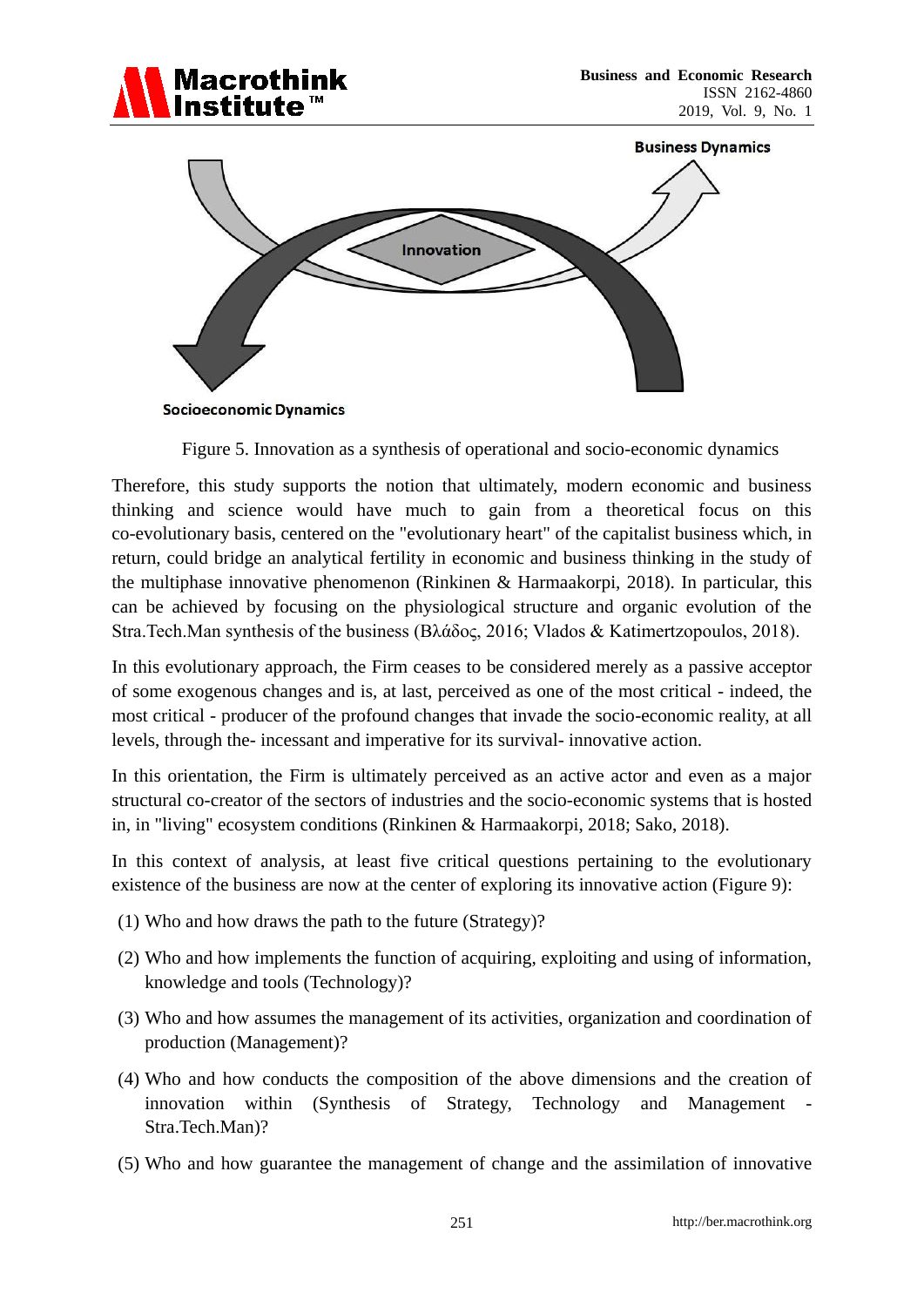Business Dynamics

Innovation

Socioeconomic Dynamics

Figure 5. Innovation as a synthesis of operational and socio-economic dynamics

Therefore, this study supports the notion that ultimately, modern economic and business thinking and science would have much to gain from a theoretical focus on this co-evolutionary basis, centered on the "evolutionary heart" of the capitalist business which, in return, could bridge an analytical fertility in economic and business thinking in the study of the multiphase innovative phenomenon (Rinkinen & Harmaakorpi, 2018). In particular, this can be achieved by focusing on the physiological structure and organic evolution of the Stra.Tech.Man synthesis of the business (Βλάδος, 2016; Vlados & Katimertzopoulos, 2018).

In this evolutionary approach, the Firm ceases to be considered merely as a passive acceptor of some exogenous changes and is, at last, perceived as one of the most critical - indeed, the most critical - producer of the profound changes that invade the socio-economic reality, at all levels, through the- incessant and imperative for its survival- innovative action.

In this orientation, the Firm is ultimately perceived as an active actor and even as a major structural co-creator of the sectors of industries and the socio-economic systems that is hosted in, in "living" ecosystem conditions (Rinkinen & Harmaakorpi, 2018; Sako, 2018).

In this context of analysis, at least five critical questions pertaining to the evolutionary existence of the business are now at the center of exploring its innovative action (Figure 9):

(1) Who and how draws the path to the future (Strategy)?

(2) Who and how implements the function of acquiring, exploiting and using of information, knowledge and tools (Technology)?

(3) Who and how assumes the management of its activities, organization and coordination of production (Management)?

(4) Who and how conducts the composition of the above dimensions and the creation of innovation within (Synthesis of Strategy, Technology and Management - Stra.Tech.Man)?

(5) Who and how guarantee the management of change and the assimilation of innovative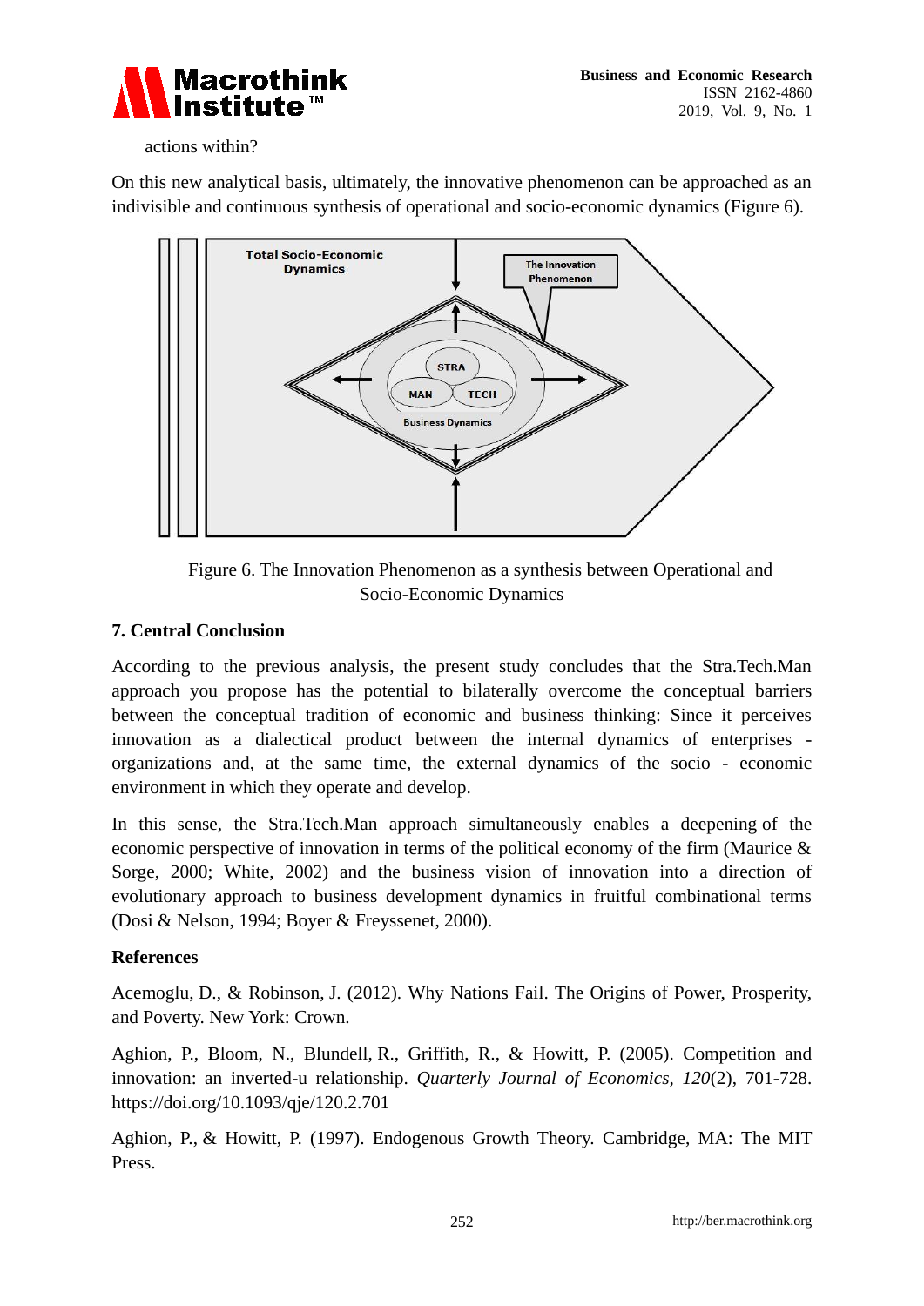actions within?

On this new analytical basis, ultimately, the innovative phenomenon can be approached as an indivisible and continuous synthesis of operational and socio-economic dynamics (Figure 6).

Figure 6. The Innovation Phenomenon as a synthesis between Operational and Socio-Economic Dynamics

## 7. Central Conclusion

According to the previous analysis, the present study concludes that the Stra.Tech.Man approach you propose has the potential to bilaterally overcome the conceptual barriers between the conceptual tradition of economic and business thinking: Since it perceives innovation as a dialectical product between the internal dynamics of enterprises - organizations and, at the same time, the external dynamics of the socio - economic environment in which they operate and develop.

In this sense, the Stra.Tech.Man approach simultaneously enables a deepening of the economic perspective of innovation in terms of the political economy of the firm (Maurice & Sorge, 2000; White, 2002) and the business vision of innovation into a direction of evolutionary approach to business development dynamics in fruitful combinational terms (Dosi & Nelson, 1994; Boyer & Freyssenet, 2000).

## References

Acemoglu, D., & Robinson, J. (2012). Why Nations Fail. The Origins of Power, Prosperity, and Poverty. New York: Crown.

Aghion, P., Bloom, N., Blundell, R., Griffith, R., & Howitt, P. (2005). Competition and innovation: an inverted-u relationship. *Quarterly Journal of Economics, 120*(2), 701-728. https://doi.org/10.1093/qje/120.2.701

Aghion, P., & Howitt, P. (1997). Endogenous Growth Theory. Cambridge, MA: The MIT Press.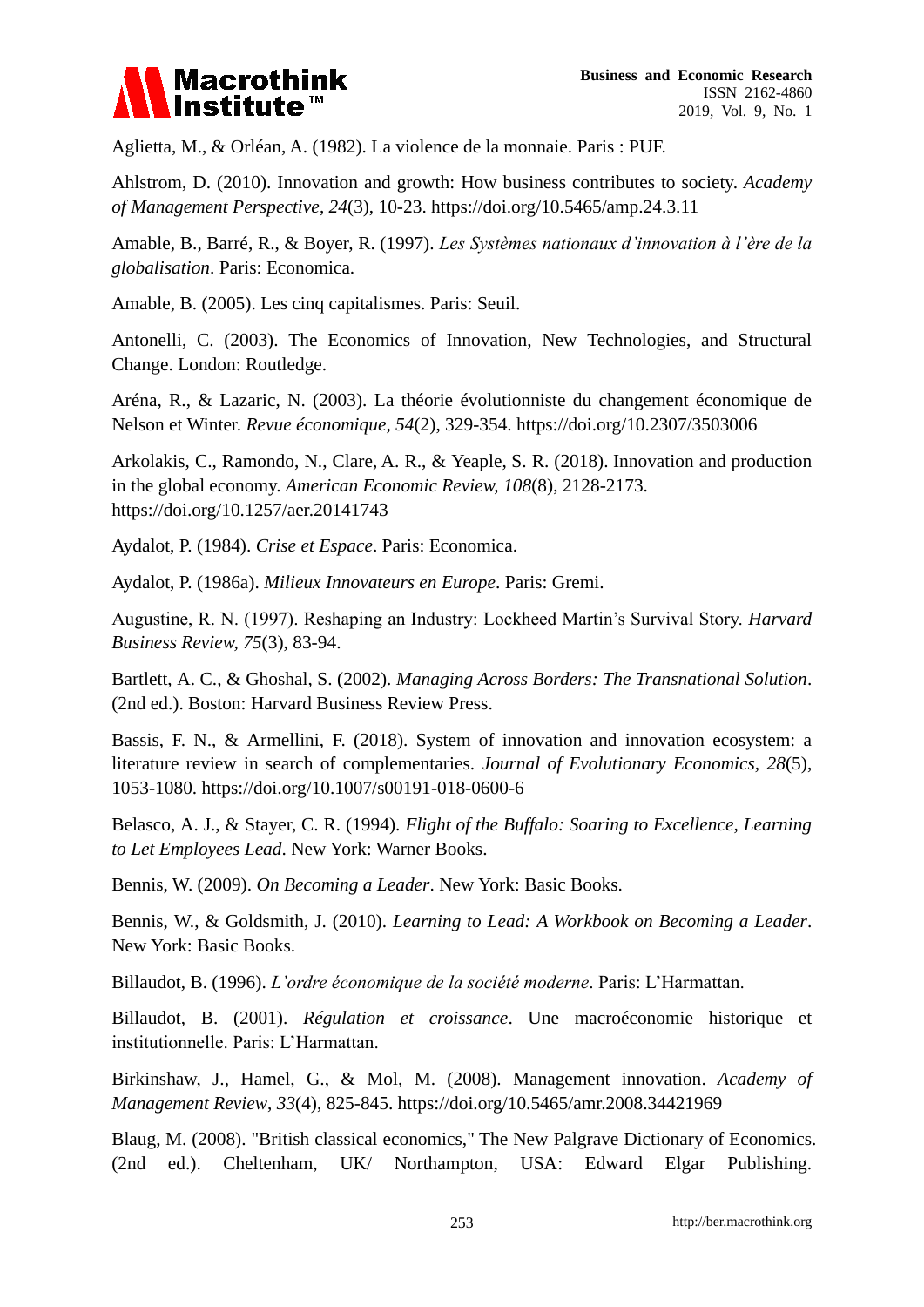Aglietta, M., & Orléan, A. (1982). La violence de la monnaie. Paris : PUF.

Ahlstrom, D. (2010). Innovation and growth: How business contributes to society. *Academy of Management Perspective*, *24*(3), 10-23. https://doi.org/10.5465/amp.24.3.11

Amable, B., Barré, R., & Boyer, R. (1997). *Les Systèmes nationaux d'innovation à l'ère de la globalisation*. Paris: Economica.

Amable, B. (2005). Les cinq capitalismes. Paris: Seuil.

Antonelli, C. (2003). The Economics of Innovation, New Technologies, and Structural Change. London: Routledge.

Aréna, R., & Lazaric, N. (2003). La théorie évolutionniste du changement économique de Nelson et Winter. *Revue économique, 54*(2), 329-354. https://doi.org/10.2307/3503006

Arkolakis, C., Ramondo, N., Clare, A. R., & Yeaple, S. R. (2018). Innovation and production in the global economy. *American Economic Review, 108*(8), 2128-2173. https://doi.org/10.1257/aer.20141743

Aydalot, P. (1984). *Crise et Espace*. Paris: Economica.

Aydalot, P. (1986a). *Milieux Innovateurs en Europe*. Paris: Gremi.

Augustine, R. N. (1997). Reshaping an Industry: Lockheed Martin's Survival Story. *Harvard Business Review, 75*(3), 83-94.

Bartlett, A. C., & Ghoshal, S. (2002). *Managing Across Borders: The Transnational Solution*. (2nd ed.). Boston: Harvard Business Review Press.

Bassis, F. N., & Armellini, F. (2018). System of innovation and innovation ecosystem: a literature review in search of complementaries. *Journal of Evolutionary Economics, 28*(5), 1053-1080. https://doi.org/10.1007/s00191-018-0600-6

Belasco, A. J., & Stayer, C. R. (1994). *Flight of the Buffalo: Soaring to Excellence, Learning to Let Employees Lead*. New York: Warner Books.

Bennis, W. (2009). *On Becoming a Leader*. New York: Basic Books.

Bennis, W., & Goldsmith, J. (2010). *Learning to Lead: A Workbook on Becoming a Leader*. New York: Basic Books.

Billaudot, B. (1996). *L'ordre économique de la société moderne*. Paris: L'Harmattan.

Billaudot, B. (2001). *Régulation et croissance*. Une macroéconomie historique et institutionnelle. Paris: L'Harmattan.

Birkinshaw, J., Hamel, G., & Mol, M. (2008). Management innovation. *Academy of Management Review*, *33*(4), 825-845. https://doi.org/10.5465/amr.2008.34421969

Blaug, M. (2008). "British classical economics," The New Palgrave Dictionary of Economics. (2nd ed.). Cheltenham, UK/ Northampton, USA: Edward Elgar Publishing.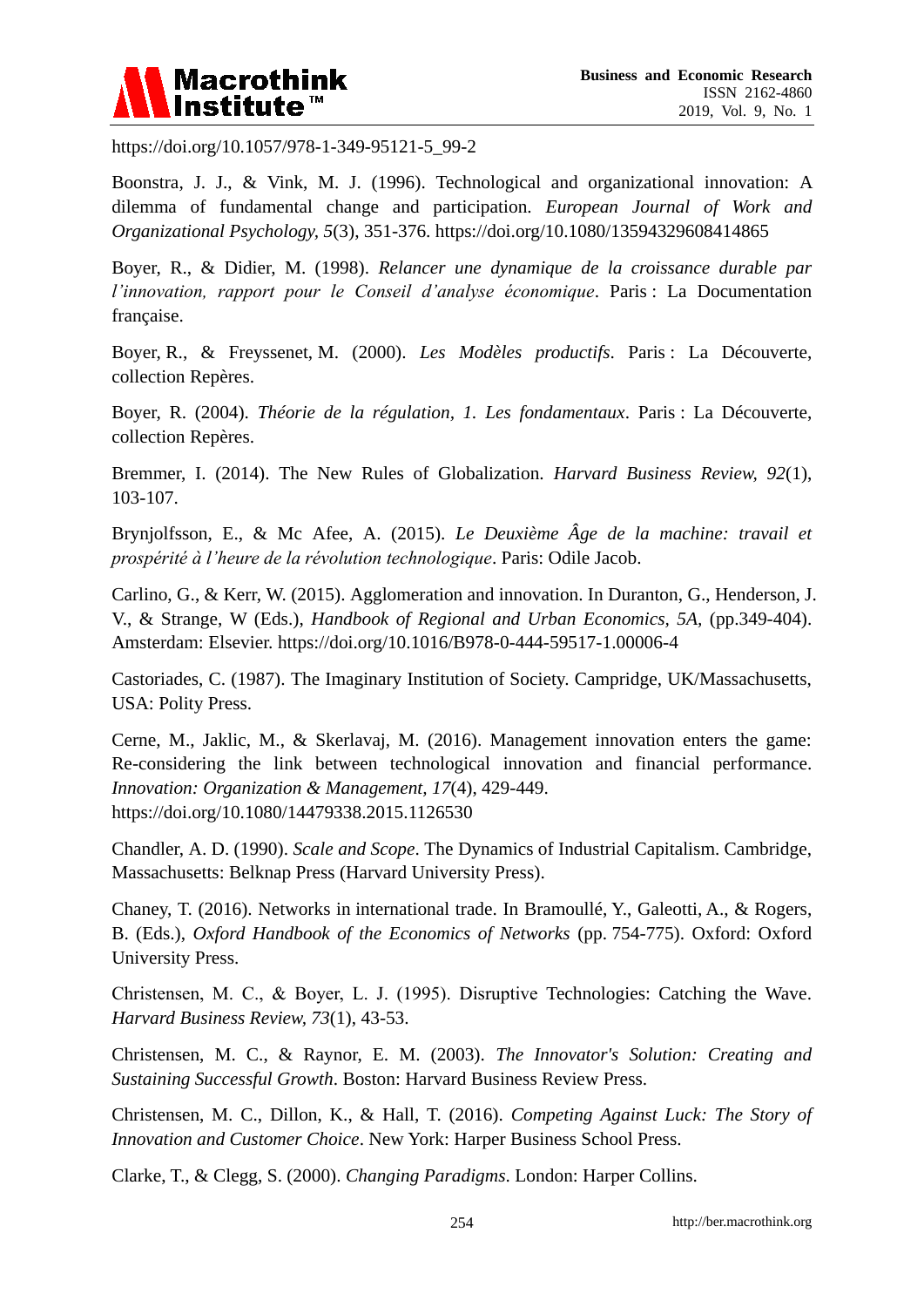https://doi.org/10.1057/978-1-349-95121-5_99-2

Boonstra, J. J., & Vink, M. J. (1996). Technological and organizational innovation: A dilemma of fundamental change and participation. *European Journal of Work and Organizational Psychology*, *5*(3), 351-376. https://doi.org/10.1080/13594329608414865

Boyer, R., & Didier, M. (1998). *Relancer une dynamique de la croissance durable par l'innovation, rapport pour le Conseil d'analyse économique*. Paris : La Documentation française.

Boyer, R., & Freyssenet, M. (2000). *Les Modèles productifs*. Paris : La Découverte, collection Repères.

Boyer, R. (2004). *Théorie de la régulation, 1. Les fondamentaux*. Paris : La Découverte, collection Repères.

Bremmer, I. (2014). The New Rules of Globalization. *Harvard Business Review, 92*(1), 103-107.

Brynjolfsson, E., & Mc Afee, A. (2015). *Le Deuxième Âge de la machine: travail et prospérité à l'heure de la révolution technologique*. Paris: Odile Jacob.

Carlino, G., & Kerr, W. (2015). Agglomeration and innovation. In Duranton, G., Henderson, J. V., & Strange, W (Eds.), *Handbook of Regional and Urban Economics*, *5A*, (pp.349-404). Amsterdam: Elsevier. https://doi.org/10.1016/B978-0-444-59517-1.00006-4

Castoriades, C. (1987). The Imaginary Institution of Society. Campridge, UK/Massachusetts, USA: Polity Press.

Cerne, M., Jaklic, M., & Skerlavaj, M. (2016). Management innovation enters the game: Re-considering the link between technological innovation and financial performance. *Innovation: Organization & Management*, *17*(4), 429-449. https://doi.org/10.1080/14479338.2015.1126530

Chandler, A. D. (1990). *Scale and Scope*. The Dynamics of Industrial Capitalism. Cambridge, Massachusetts: Belknap Press (Harvard University Press).

Chaney, T. (2016). Networks in international trade. In Bramoullé, Y., Galeotti, A., & Rogers, B. (Eds.), *Oxford Handbook of the Economics of Networks* (pp. 754-775). Oxford: Oxford University Press.

Christensen, M. C., & Boyer, L. J. (1995). Disruptive Technologies: Catching the Wave. *Harvard Business Review, 73*(1), 43-53.

Christensen, M. C., & Raynor, E. M. (2003). *The Innovator's Solution: Creating and Sustaining Successful Growth*. Boston: Harvard Business Review Press.

Christensen, M. C., Dillon, K., & Hall, T. (2016). *Competing Against Luck: The Story of Innovation and Customer Choice*. New York: Harper Business School Press.

Clarke, T., & Clegg, S. (2000). *Changing Paradigms*. London: Harper Collins.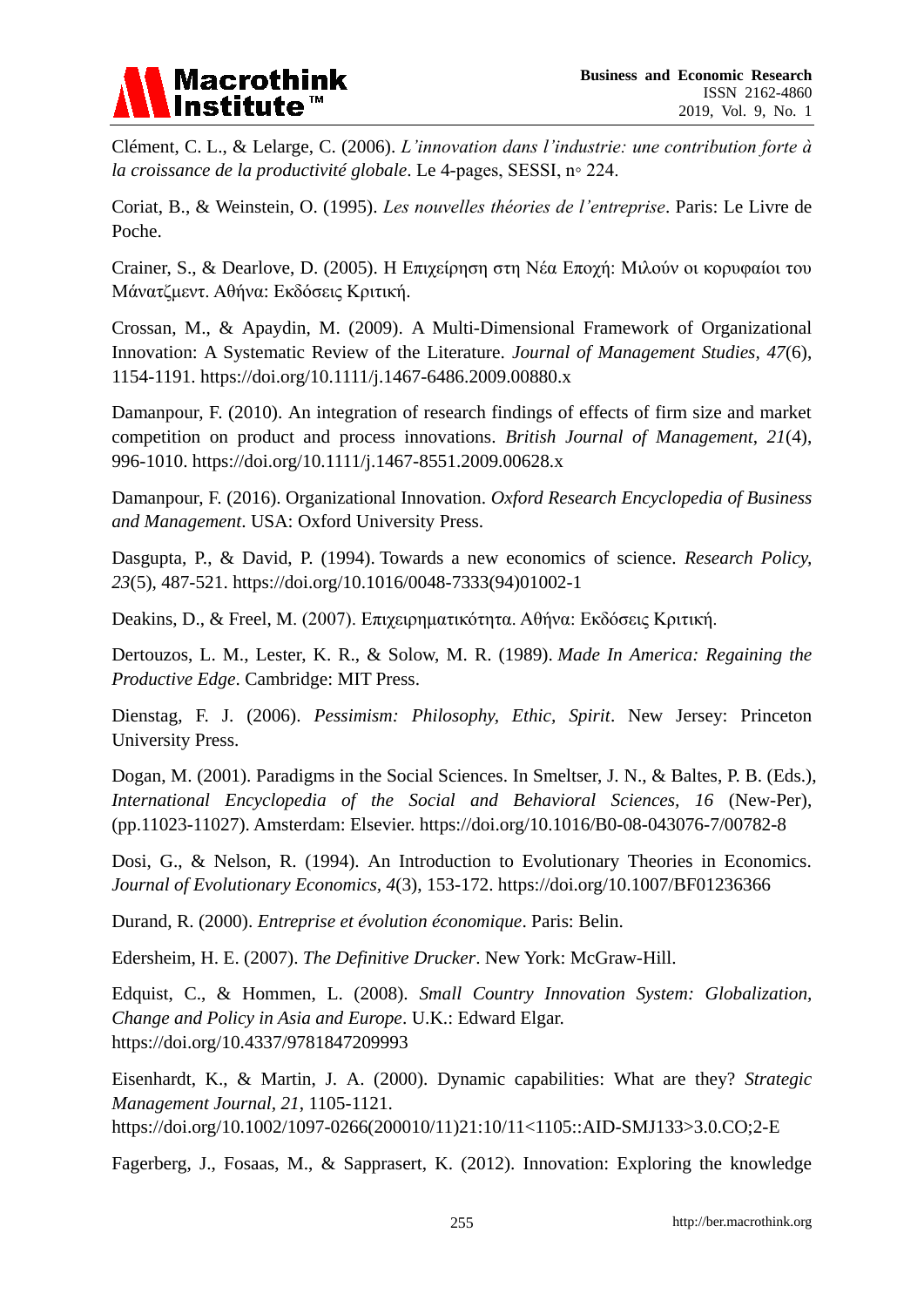Clément, C. L., & Lelarge, C. (2006). *L'innovation dans l'industrie: une contribution forte à la croissance de la productivité globale*. Le 4-pages, SESSI, n◦ 224.

Coriat, B., & Weinstein, O. (1995). *Les nouvelles théories de l'entreprise*. Paris: Le Livre de Poche.

Crainer, S., & Dearlove, D. (2005). Η Επιχείρηση στη Νέα Εποχή: Μιλούν οι κορυφαίοι του Μάνατζμεντ. Αθήνα: Εκδόσεις Κριτική.

Crossan, M., & Apaydin, M. (2009). A Multi-Dimensional Framework of Organizational Innovation: A Systematic Review of the Literature. *Journal of Management Studies, 47*(6), 1154-1191. https://doi.org/10.1111/j.1467-6486.2009.00880.x

Damanpour, F. (2010). An integration of research findings of effects of firm size and market competition on product and process innovations. *British Journal of Management*, *21*(4), 996-1010. https://doi.org/10.1111/j.1467-8551.2009.00628.x

Damanpour, F. (2016). Organizational Innovation. *Oxford Research Encyclopedia of Business and Management*. USA: Oxford University Press.

Dasgupta, P., & David, P. (1994). Towards a new economics of science. *Research Policy, 23*(5), 487-521. https://doi.org/10.1016/0048-7333(94)01002-1

Deakins, D., & Freel, M. (2007). Επιχειρηματικότητα. Αθήνα: Εκδόσεις Κριτική.

Dertouzos, L. M., Lester, K. R., & Solow, M. R. (1989). *Made In America: Regaining the Productive Edge*. Cambridge: MIT Press.

Dienstag, F. J. (2006). *Pessimism: Philosophy, Ethic, Spirit*. New Jersey: Princeton University Press.

Dogan, M. (2001). Paradigms in the Social Sciences. In Smeltser, J. N., & Baltes, P. B. (Eds.), *International Encyclopedia of the Social and Behavioral Sciences, 16* (New-Per), (pp.11023-11027). Amsterdam: Elsevier. https://doi.org/10.1016/B0-08-043076-7/00782-8

Dosi, G., & Nelson, R. (1994). An Introduction to Evolutionary Theories in Economics. *Journal of Evolutionary Economics, 4*(3), 153-172. https://doi.org/10.1007/BF01236366

Durand, R. (2000). *Entreprise et évolution économique*. Paris: Belin.

Edersheim, H. E. (2007). *The Definitive Drucker*. New York: McGraw-Hill.

Edquist, C., & Hommen, L. (2008). *Small Country Innovation System: Globalization, Change and Policy in Asia and Europe*. U.K.: Edward Elgar. https://doi.org/10.4337/9781847209993

Eisenhardt, K., & Martin, J. A. (2000). Dynamic capabilities: What are they? *Strategic Management Journal, 21*, 1105-1121. https://doi.org/10.1002/1097-0266(200010/11)21:10/11<1105::AID-SMJ133>3.0.CO;2-E

Fagerberg, J., Fosaas, M., & Sapprasert, K. (2012). Innovation: Exploring the knowledge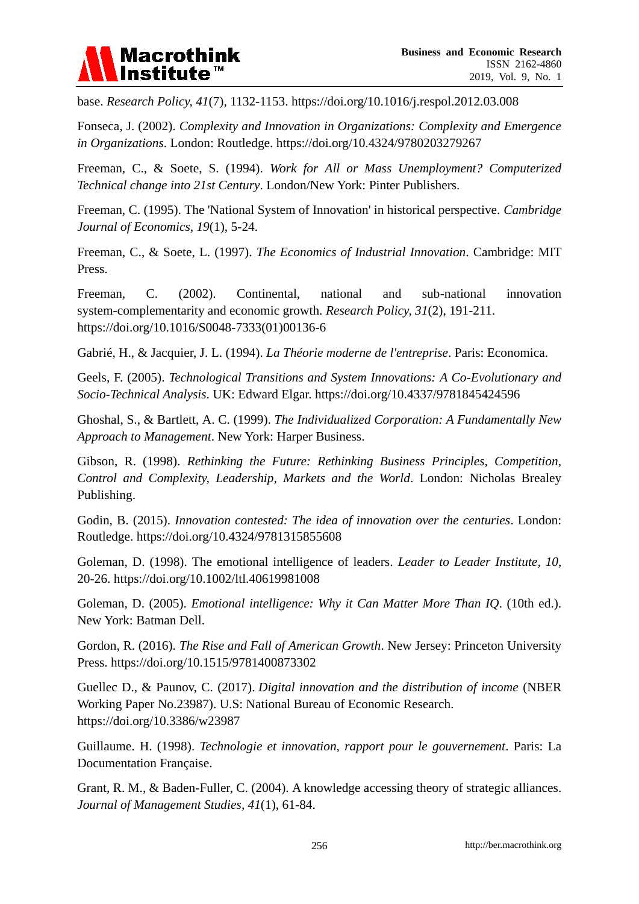base. *Research Policy, 41*(7), 1132-1153. https://doi.org/10.1016/j.respol.2012.03.008

Fonseca, J. (2002). *Complexity and Innovation in Organizations: Complexity and Emergence in Organizations*. London: Routledge. https://doi.org/10.4324/9780203279267

Freeman, C., & Soete, S. (1994). *Work for All or Mass Unemployment? Computerized Technical change into 21st Century*. London/New York: Pinter Publishers.

Freeman, C. (1995). The 'National System of Innovation' in historical perspective. *Cambridge Journal of Economics, 19*(1), 5-24.

Freeman, C., & Soete, L. (1997). *The Economics of Industrial Innovation*. Cambridge: MIT Press.

Freeman, C. (2002). Continental, national and sub-national innovation system-complementarity and economic growth. *Research Policy, 31*(2), 191-211. https://doi.org/10.1016/S0048-7333(01)00136-6

Gabrié, H., & Jacquier, J. L. (1994). *La Théorie moderne de l'entreprise*. Paris: Economica.

Geels, F. (2005). *Technological Transitions and System Innovations: A Co-Evolutionary and Socio-Technical Analysis*. UK: Edward Elgar. https://doi.org/10.4337/9781845424596

Ghoshal, S., & Bartlett, A. C. (1999). *The Individualized Corporation: A Fundamentally New Approach to Management*. New York: Harper Business.

Gibson, R. (1998). *Rethinking the Future: Rethinking Business Principles, Competition, Control and Complexity, Leadership, Markets and the World*. London: Nicholas Brealey Publishing.

Godin, B. (2015). *Innovation contested: The idea of innovation over the centuries*. London: Routledge. https://doi.org/10.4324/9781315855608

Goleman, D. (1998). The emotional intelligence of leaders. *Leader to Leader Institute, 10*, 20-26. https://doi.org/10.1002/ltl.40619981008

Goleman, D. (2005). *Emotional intelligence: Why it Can Matter More Than IQ*. (10th ed.). New York: Batman Dell.

Gordon, R. (2016). *The Rise and Fall of American Growth*. New Jersey: Princeton University Press. https://doi.org/10.1515/9781400873302

Guellec D., & Paunov, C. (2017). *Digital innovation and the distribution of income* (NBER Working Paper No.23987). U.S: National Bureau of Economic Research. https://doi.org/10.3386/w23987

Guillaume. H. (1998). *Technologie et innovation, rapport pour le gouvernement*. Paris: La Documentation Française.

Grant, R. M., & Baden-Fuller, C. (2004). A knowledge accessing theory of strategic alliances. *Journal of Management Studies, 41*(1), 61-84.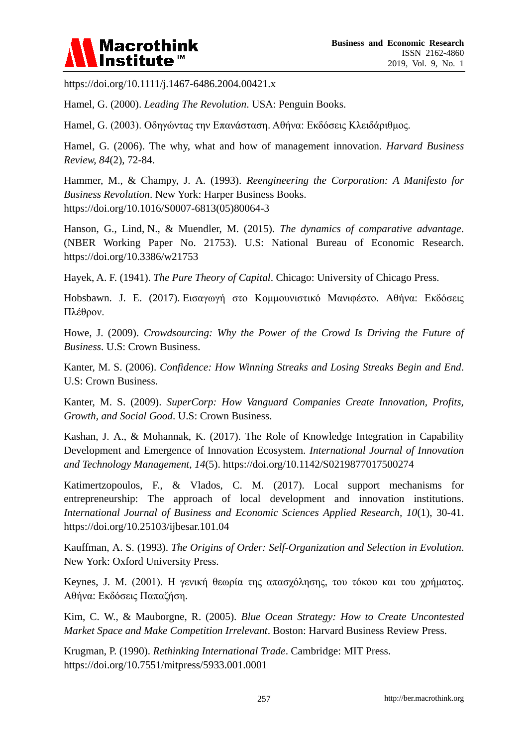https://doi.org/10.1111/j.1467-6486.2004.00421.x

Hamel, G. (2000). *Leading The Revolution*. USA: Penguin Books.

Hamel, G. (2003). Οδηγώντας την Επανάσταση. Αθήνα: Εκδόσεις Κλειδάριθμος.

Hamel, G. (2006). The why, what and how of management innovation. *Harvard Business Review, 84*(2), 72-84.

Hammer, M., & Champy, J. A. (1993). *Reengineering the Corporation: A Manifesto for Business Revolution*. New York: Harper Business Books. https://doi.org/10.1016/S0007-6813(05)80064-3

Hanson, G., Lind, N., & Muendler, M. (2015). *The dynamics of comparative advantage*. (NBER Working Paper No. 21753). U.S: National Bureau of Economic Research. https://doi.org/10.3386/w21753

Hayek, A. F. (1941). *The Pure Theory of Capital*. Chicago: University of Chicago Press.

Hobsbawn. J. E. (2017). Εισαγωγή στο Κομμουνιστικό Μανιφέστο. Αθήνα: Εκδόσεις Πλέθρον.

Howe, J. (2009). *Crowdsourcing: Why the Power of the Crowd Is Driving the Future of Business*. U.S: Crown Business.

Kanter, M. S. (2006). *Confidence: How Winning Streaks and Losing Streaks Begin and End*. U.S: Crown Business.

Kanter, M. S. (2009). *SuperCorp: How Vanguard Companies Create Innovation, Profits, Growth, and Social Good*. U.S: Crown Business.

Kashan, J. A., & Mohannak, K. (2017). The Role of Knowledge Integration in Capability Development and Emergence of Innovation Ecosystem. *International Journal of Innovation and Technology Management, 14*(5). https://doi.org/10.1142/S0219877017500274

Katimertzopoulos, F., & Vlados, C. M. (2017). Local support mechanisms for entrepreneurship: The approach of local development and innovation institutions. *International Journal of Business and Economic Sciences Applied Research, 10*(1), 30-41. https://doi.org/10.25103/ijbesar.101.04

Kauffman, A. S. (1993). *The Origins of Order: Self-Organization and Selection in Evolution*. New York: Oxford University Press.

Keynes, J. M. (2001). Η γενική θεωρία της απασχόλησης, του τόκου και του χρήματος. Αθήνα: Εκδόσεις Παπαζήση.

Kim, C. W., & Mauborgne, R. (2005). *Blue Ocean Strategy: How to Create Uncontested Market Space and Make Competition Irrelevant*. Boston: Harvard Business Review Press.

Krugman, P. (1990). *Rethinking International Trade*. Cambridge: MIT Press. https://doi.org/10.7551/mitpress/5933.001.0001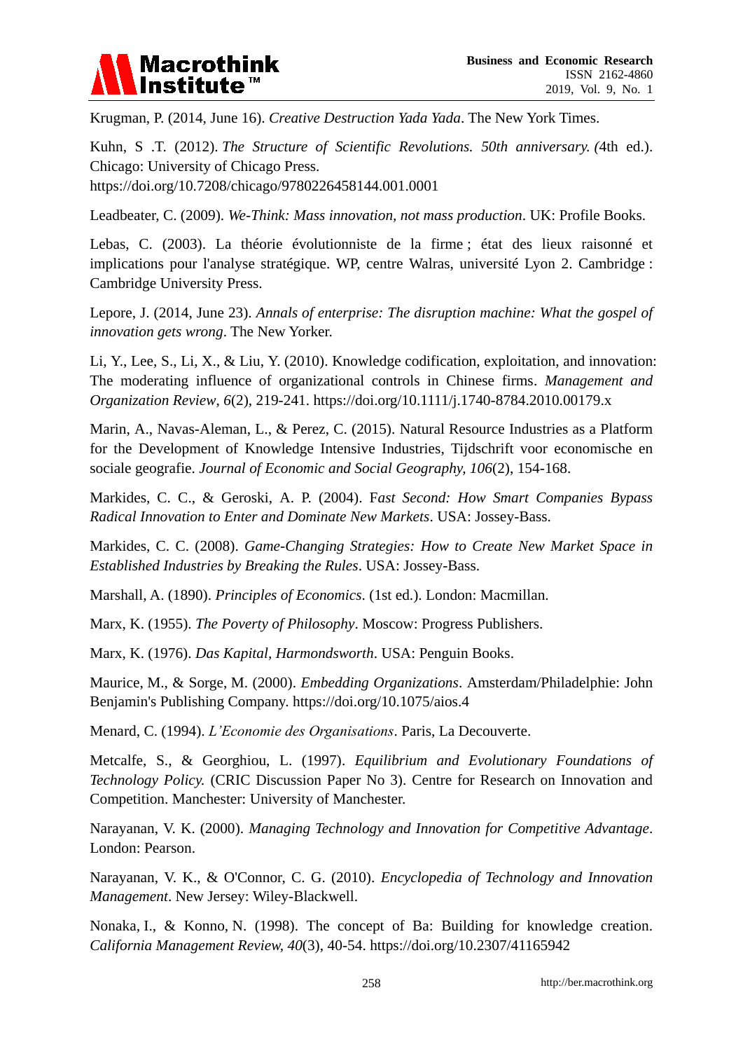Krugman, P. (2014, June 16). *Creative Destruction Yada Yada*. The New York Times.

Kuhn, S .T. (2012). *The Structure of Scientific Revolutions. 50th anniversary. (*4th ed.). Chicago: University of Chicago Press. https://doi.org/10.7208/chicago/9780226458144.001.0001

Leadbeater, C. (2009). *We-Think: Mass innovation, not mass production*. UK: Profile Books.

Lebas, C. (2003). La théorie évolutionniste de la firme ; état des lieux raisonné et implications pour l'analyse stratégique. WP, centre Walras, université Lyon 2. Cambridge : Cambridge University Press.

Lepore, J. (2014, June 23). *Annals of enterprise: The disruption machine: What the gospel of innovation gets wrong*. The New Yorker.

Li, Y., Lee, S., Li, X., & Liu, Y. (2010). Knowledge codification, exploitation, and innovation: The moderating influence of organizational controls in Chinese firms. *Management and Organization Review*, *6*(2), 219-241. https://doi.org/10.1111/j.1740-8784.2010.00179.x

Marin, A., Navas-Aleman, L., & Perez, C. (2015). Natural Resource Industries as a Platform for the Development of Knowledge Intensive Industries, Tijdschrift voor economische en sociale geografie. *Journal of Economic and Social Geography, 106*(2), 154-168.

Markides, C. C., & Geroski, A. P. (2004). F*ast Second: How Smart Companies Bypass Radical Innovation to Enter and Dominate New Markets*. USA: Jossey-Bass.

Markides, C. C. (2008). *Game-Changing Strategies: How to Create New Market Space in Established Industries by Breaking the Rules*. USA: Jossey-Bass.

Marshall, A. (1890). *Principles of Economics*. (1st ed.). London: Macmillan.

Marx, K. (1955). *The Poverty of Philosophy*. Moscow: Progress Publishers.

Marx, K. (1976). *Das Kapital, Harmondsworth*. USA: Penguin Books.

Maurice, M., & Sorge, M. (2000). *Embedding Organizations*. Amsterdam/Philadelphie: John Benjamin's Publishing Company. https://doi.org/10.1075/aios.4

Menard, C. (1994). *L'Economie des Organisations*. Paris, La Decouverte.

Metcalfe, S., & Georghiou, L. (1997). *Equilibrium and Evolutionary Foundations of Technology Policy.* (CRIC Discussion Paper No 3). Centre for Research on Innovation and Competition. Manchester: University of Manchester.

Narayanan, V. K. (2000). *Managing Technology and Innovation for Competitive Advantage*. London: Pearson.

Narayanan, V. K., & O'Connor, C. G. (2010). *Encyclopedia of Technology and Innovation Management*. New Jersey: Wiley-Blackwell.

Nonaka, I., & Konno, N. (1998). The concept of Ba: Building for knowledge creation. *California Management Review, 40*(3), 40-54. https://doi.org/10.2307/41165942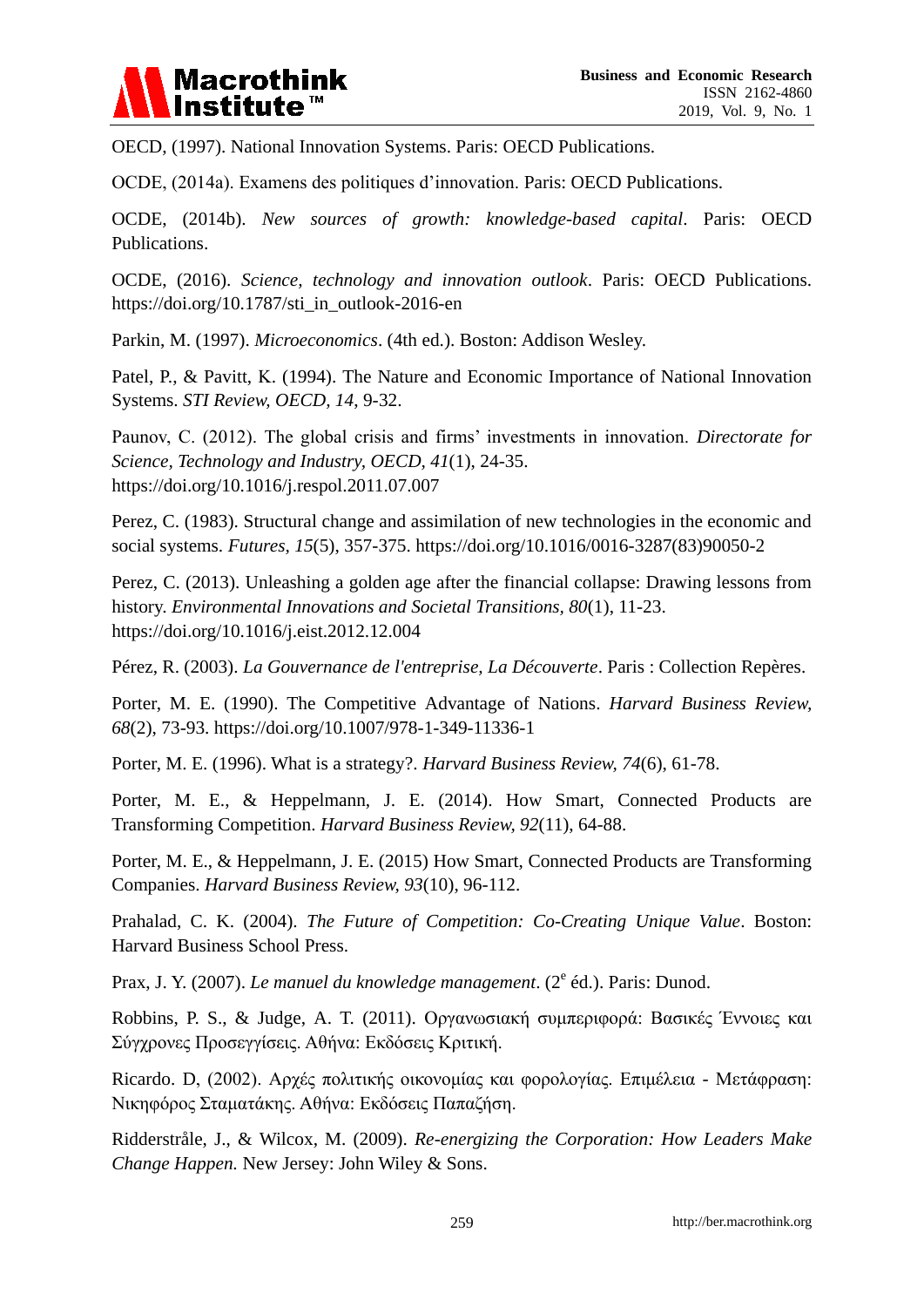OECD, (1997). National Innovation Systems. Paris: OECD Publications.

OCDE, (2014a). Examens des politiques d'innovation. Paris: OECD Publications.

OCDE, (2014b). *New sources of growth: knowledge-based capital*. Paris: OECD Publications.

OCDE, (2016). *Science, technology and innovation outlook*. Paris: OECD Publications. https://doi.org/10.1787/sti_in_outlook-2016-en

Parkin, M. (1997). *Microeconomics*. (4th ed.). Boston: Addison Wesley.

Patel, P., & Pavitt, K. (1994). The Nature and Economic Importance of National Innovation Systems. *STI Review, OECD, 14*, 9-32.

Paunov, C. (2012). The global crisis and firms' investments in innovation. *Directorate for Science, Technology and Industry, OECD, 41*(1), 24-35. https://doi.org/10.1016/j.respol.2011.07.007

Perez, C. (1983). Structural change and assimilation of new technologies in the economic and social systems. *Futures, 15*(5), 357-375. https://doi.org/10.1016/0016-3287(83)90050-2

Perez, C. (2013). Unleashing a golden age after the financial collapse: Drawing lessons from history. *Environmental Innovations and Societal Transitions, 80*(1), 11-23. https://doi.org/10.1016/j.eist.2012.12.004

Pérez, R. (2003). *La Gouvernance de l'entreprise, La Découverte*. Paris : Collection Repères.

Porter, M. E. (1990). The Competitive Advantage of Nations. *Harvard Business Review, 68*(2), 73-93. https://doi.org/10.1007/978-1-349-11336-1

Porter, M. E. (1996). What is a strategy?. *Harvard Business Review, 74*(6), 61-78.

Porter, M. E., & Heppelmann, J. E. (2014). How Smart, Connected Products are Transforming Competition. *Harvard Business Review, 92*(11), 64-88.

Porter, M. E., & Heppelmann, J. E. (2015) How Smart, Connected Products are Transforming Companies. *Harvard Business Review, 93*(10), 96-112.

Prahalad, C. K. (2004). *The Future of Competition: Co-Creating Unique Value*. Boston: Harvard Business School Press.

Prax, J. Y. (2007). *Le manuel du knowledge management*. (2e éd.). Paris: Dunod.

Robbins, P. S., & Judge, A. T. (2011). Οργανωσιακή συμπεριφορά: Βασικές Έννοιες και Σύγχρονες Προσεγγίσεις. Αθήνα: Εκδόσεις Κριτική.

Ricardo. D, (2002). Αρχές πολιτικής οικονομίας και φορολογίας. Επιμέλεια - Μετάφραση: Νικηφόρος Σταματάκης. Αθήνα: Εκδόσεις Παπαζήση.

Ridderstråle, J., & Wilcox, M. (2009). *Re-energizing the Corporation: How Leaders Make Change Happen.* New Jersey: John Wiley & Sons.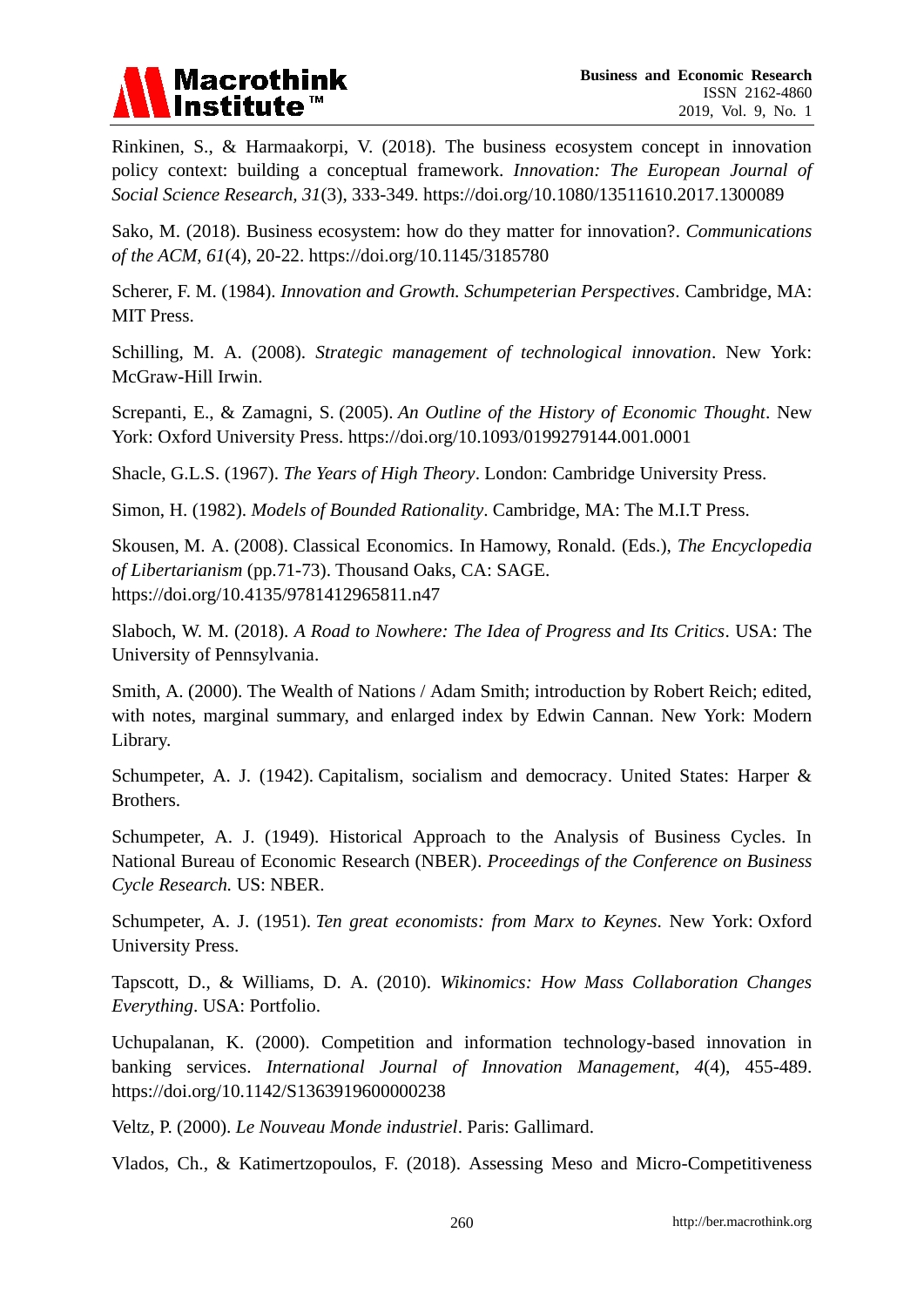Rinkinen, S., & Harmaakorpi, V. (2018). The business ecosystem concept in innovation policy context: building a conceptual framework. *Innovation: The European Journal of Social Science Research, 31*(3), 333-349. https://doi.org/10.1080/13511610.2017.1300089

Sako, M. (2018). Business ecosystem: how do they matter for innovation?. *Communications of the ACM, 61*(4), 20-22. https://doi.org/10.1145/3185780

Scherer, F. M. (1984). *Innovation and Growth. Schumpeterian Perspectives*. Cambridge, MA: MIT Press.

Schilling, M. A. (2008). *Strategic management of technological innovation*. New York: McGraw-Hill Irwin.

Screpanti, E., & Zamagni, S. (2005). *An Outline of the History of Economic Thought*. New York: Oxford University Press. https://doi.org/10.1093/0199279144.001.0001

Shacle, G.L.S. (1967). *The Years of High Theory*. London: Cambridge University Press.

Simon, H. (1982). *Models of Bounded Rationality*. Cambridge, MA: The M.I.T Press.

Skousen, M. A. (2008). Classical Economics. In Hamowy, Ronald. (Eds.), *The Encyclopedia of Libertarianism* (pp.71-73). Thousand Oaks, CA: SAGE. https://doi.org/10.4135/9781412965811.n47

Slaboch, W. M. (2018). *A Road to Nowhere: The Idea of Progress and Its Critics*. USA: The University of Pennsylvania.

Smith, A. (2000). The Wealth of Nations / Adam Smith; introduction by Robert Reich; edited, with notes, marginal summary, and enlarged index by Edwin Cannan. New York: Modern Library.

Schumpeter, A. J. (1942). Capitalism, socialism and democracy. United States: Harper & Brothers.

Schumpeter, A. J. (1949). Historical Approach to the Analysis of Business Cycles. In National Bureau of Economic Research (NBER). *Proceedings of the Conference on Business Cycle Research.* US: NBER.

Schumpeter, A. J. (1951). *Ten great economists: from Marx to Keynes*. New York: Oxford University Press.

Tapscott, D., & Williams, D. A. (2010). *Wikinomics: How Mass Collaboration Changes Everything*. USA: Portfolio.

Uchupalanan, K. (2000). Competition and information technology-based innovation in banking services. *International Journal of Innovation Management, 4*(4), 455-489. https://doi.org/10.1142/S1363919600000238

Veltz, P. (2000). *Le Nouveau Monde industriel*. Paris: Gallimard.

Vlados, Ch., & Katimertzopoulos, F. (2018). Assessing Meso and Micro-Competitiveness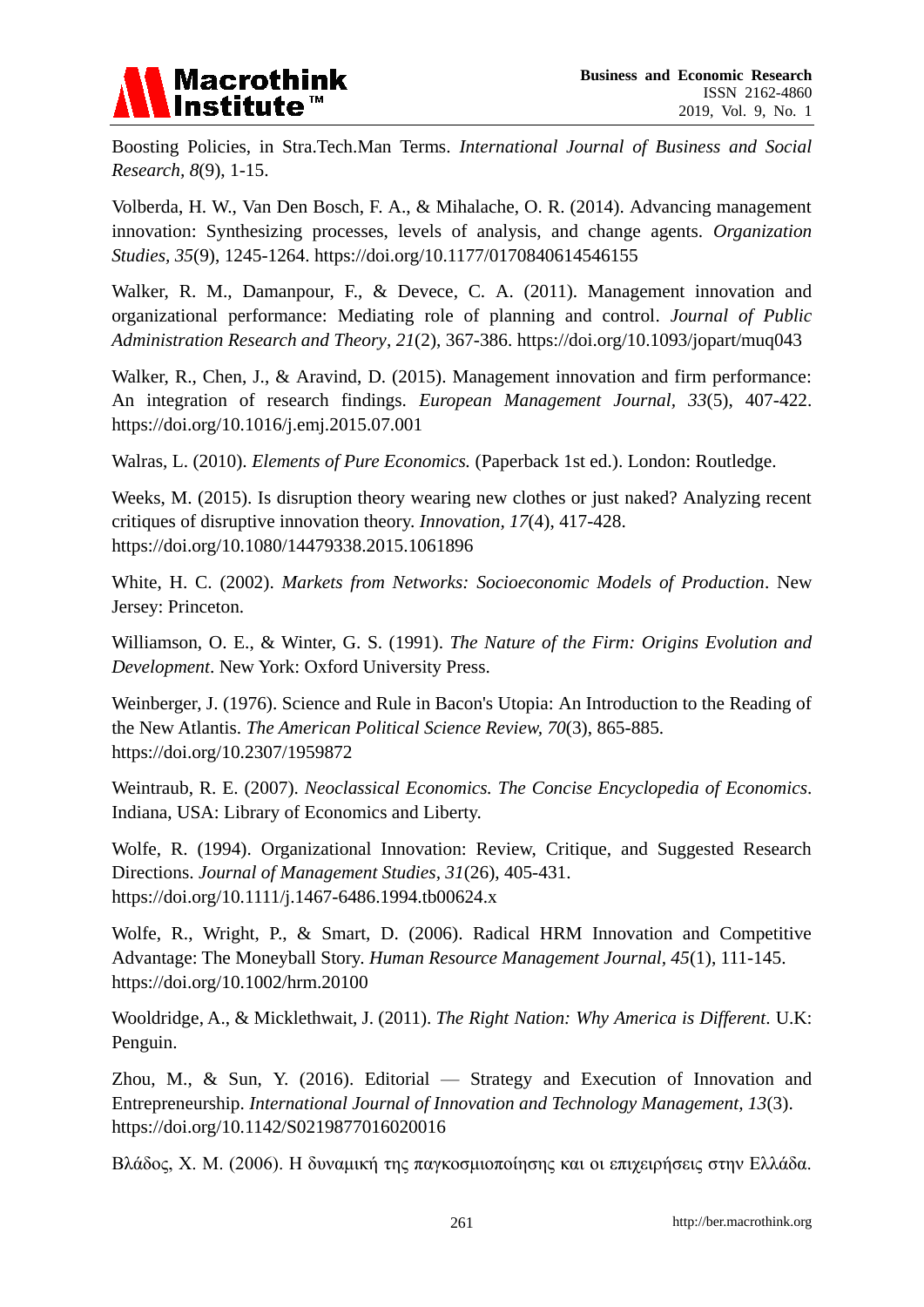Boosting Policies, in Stra.Tech.Man Terms. *International Journal of Business and Social Research, 8*(9), 1-15.

Volberda, H. W., Van Den Bosch, F. A., & Mihalache, O. R. (2014). Advancing management innovation: Synthesizing processes, levels of analysis, and change agents. *Organization Studies, 35*(9), 1245-1264. https://doi.org/10.1177/0170840614546155

Walker, R. M., Damanpour, F., & Devece, C. A. (2011). Management innovation and organizational performance: Mediating role of planning and control. *Journal of Public Administration Research and Theory*, *21*(2), 367-386. https://doi.org/10.1093/jopart/muq043

Walker, R., Chen, J., & Aravind, D. (2015). Management innovation and firm performance: An integration of research findings. *European Management Journal*, *33*(5), 407-422. https://doi.org/10.1016/j.emj.2015.07.001

Walras, L. (2010). *Elements of Pure Economics.* (Paperback 1st ed.). London: Routledge.

Weeks, M. (2015). Is disruption theory wearing new clothes or just naked? Analyzing recent critiques of disruptive innovation theory. *Innovation*, *17*(4), 417-428. https://doi.org/10.1080/14479338.2015.1061896

White, H. C. (2002). *Markets from Networks: Socioeconomic Models of Production*. New Jersey: Princeton.

Williamson, O. E., & Winter, G. S. (1991). *The Nature of the Firm: Origins Evolution and Development*. New York: Oxford University Press.

Weinberger, J. (1976). Science and Rule in Bacon's Utopia: An Introduction to the Reading of the New Atlantis. *The American Political Science Review, 70*(3), 865-885. https://doi.org/10.2307/1959872

Weintraub, R. E. (2007). *Neoclassical Economics. The Concise Encyclopedia of Economics*. Indiana, USA: Library of Economics and Liberty.

Wolfe, R. (1994). Organizational Innovation: Review, Critique, and Suggested Research Directions. *Journal of Management Studies*, *31*(26), 405-431. https://doi.org/10.1111/j.1467-6486.1994.tb00624.x

Wolfe, R., Wright, P., & Smart, D. (2006). Radical HRM Innovation and Competitive Advantage: The Moneyball Story. *Human Resource Management Journal*, *45*(1), 111-145. https://doi.org/10.1002/hrm.20100

Wooldridge, A., & Micklethwait, J. (2011). *The Right Nation: Why America is Different*. U.K: Penguin.

Zhou, M., & Sun, Y. (2016). Editorial — Strategy and Execution of Innovation and Entrepreneurship. *International Journal of Innovation and Technology Management*, *13*(3). https://doi.org/10.1142/S0219877016020016

Βλάδος, Χ. Μ. (2006). Η δυναμική της παγκοσμιοποίησης και οι επιχειρήσεις στην Ελλάδα.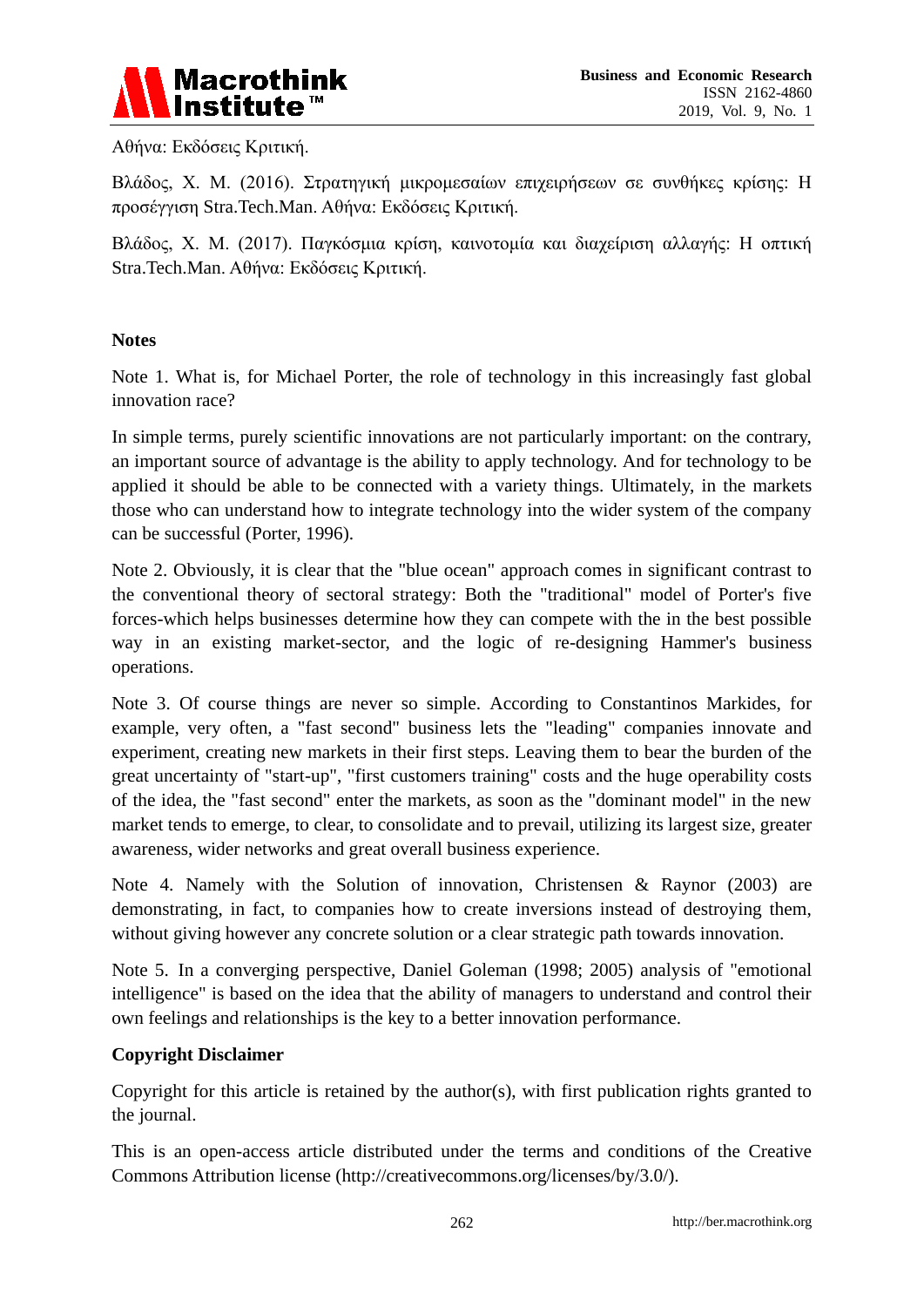Αθήνα: Εκδόσεις Κριτική.

Βλάδος, Χ. Μ. (2016). Στρατηγική μικρομεσαίων επιχειρήσεων σε συνθήκες κρίσης: Η προσέγγιση Stra.Tech.Man. Αθήνα: Εκδόσεις Κριτική.

Βλάδος, Χ. Μ. (2017). Παγκόσμια κρίση, καινοτομία και διαχείριση αλλαγής: Η οπτική Stra.Tech.Man. Αθήνα: Εκδόσεις Κριτική.

## Notes

Note 1. What is, for Michael Porter, the role of technology in this increasingly fast global innovation race?

In simple terms, purely scientific innovations are not particularly important: on the contrary, an important source of advantage is the ability to apply technology. And for technology to be applied it should be able to be connected with a variety things. Ultimately, in the markets those who can understand how to integrate technology into the wider system of the company can be successful (Porter, 1996).

Note 2. Obviously, it is clear that the "blue ocean" approach comes in significant contrast to the conventional theory of sectoral strategy: Both the "traditional" model of Porter's five forces-which helps businesses determine how they can compete with the in the best possible way in an existing market-sector, and the logic of re-designing Hammer's business operations.

Note 3. Of course things are never so simple. According to Constantinos Markides, for example, very often, a "fast second" business lets the "leading" companies innovate and experiment, creating new markets in their first steps. Leaving them to bear the burden of the great uncertainty of "start-up", "first customers training" costs and the huge operability costs of the idea, the "fast second" enter the markets, as soon as the "dominant model" in the new market tends to emerge, to clear, to consolidate and to prevail, utilizing its largest size, greater awareness, wider networks and great overall business experience.

Note 4. Namely with the Solution of innovation, Christensen & Raynor (2003) are demonstrating, in fact, to companies how to create inversions instead of destroying them, without giving however any concrete solution or a clear strategic path towards innovation.

Note 5. In a converging perspective, Daniel Goleman (1998; 2005) analysis of "emotional intelligence" is based on the idea that the ability of managers to understand and control their own feelings and relationships is the key to a better innovation performance.

## Copyright Disclaimer

Copyright for this article is retained by the author(s), with first publication rights granted to the journal.

This is an open-access article distributed under the terms and conditions of the Creative Commons Attribution license (http://creativecommons.org/licenses/by/3.0/).